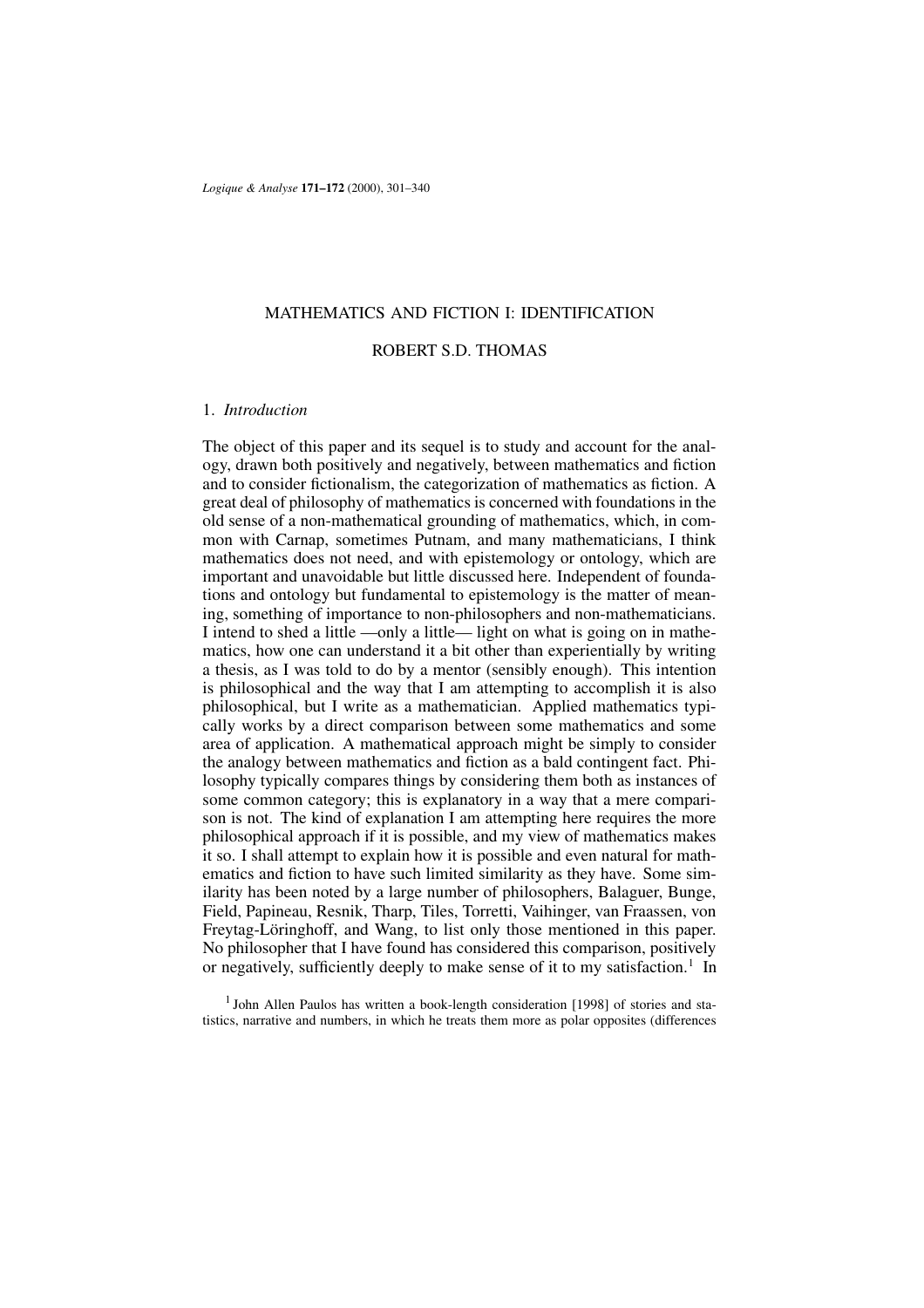# MATHEMATICS AND FICTION I: IDENTIFICATION

## ROBERT S.D. THOMAS

### 1. *Introduction*

The object of this paper and its sequel is to study and account for the analogy, drawn both positively and negatively, between mathematics and fiction and to consider fictionalism, the categorization of mathematics as fiction. A great deal of philosophy of mathematics is concerned with foundations in the old sense of a non-mathematical grounding of mathematics, which, in common with Carnap, sometimes Putnam, and many mathematicians, I think mathematics does not need, and with epistemology or ontology, which are important and unavoidable but little discussed here. Independent of foundations and ontology but fundamental to epistemology is the matter of meaning, something of importance to non-philosophers and non-mathematicians. I intend to shed a little —only a little— light on what is going on in mathematics, how one can understand it a bit other than experientially by writing a thesis, as I was told to do by a mentor (sensibly enough). This intention is philosophical and the way that I am attempting to accomplish it is also philosophical, but I write as a mathematician. Applied mathematics typically works by a direct comparison between some mathematics and some area of application. A mathematical approach might be simply to consider the analogy between mathematics and fiction as a bald contingent fact. Philosophy typically compares things by considering them both as instances of some common category; this is explanatory in a way that a mere comparison is not. The kind of explanation I am attempting here requires the more philosophical approach if it is possible, and my view of mathematics makes it so. I shall attempt to explain how it is possible and even natural for mathematics and fiction to have such limited similarity as they have. Some similarity has been noted by a large number of philosophers, Balaguer, Bunge, Field, Papineau, Resnik, Tharp, Tiles, Torretti, Vaihinger, van Fraassen, von Freytag-Löringhoff, and Wang, to list only those mentioned in this paper. No philosopher that I have found has considered this comparison, positively or negatively, sufficiently deeply to make sense of it to my satisfaction.[1] In

[1] John Allen Paulos has written a book-length consideration [1998] of stories and statistics, narrative and numbers, in which he treats them more as polar opposites (differences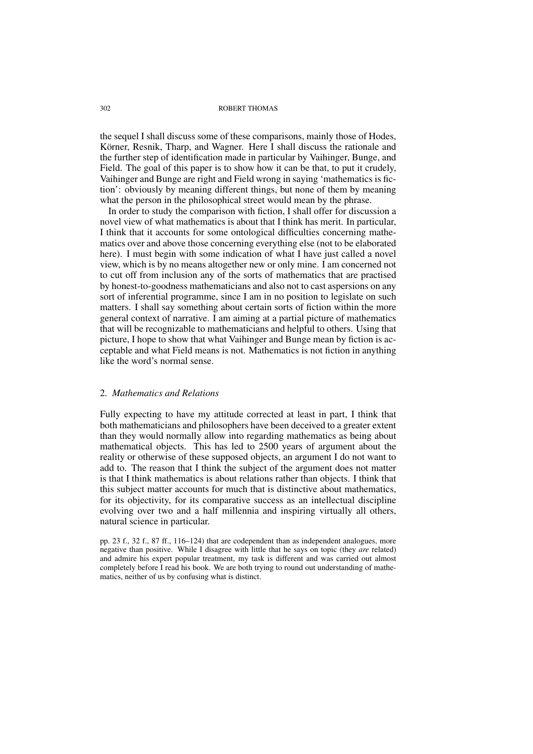the sequel I shall discuss some of these comparisons, mainly those of Hodes, Körner, Resnik, Tharp, and Wagner. Here I shall discuss the rationale and the further step of identification made in particular by Vaihinger, Bunge, and Field. The goal of this paper is to show how it can be that, to put it crudely, Vaihinger and Bunge are right and Field wrong in saying 'mathematics is fiction': obviously by meaning different things, but none of them by meaning what the person in the philosophical street would mean by the phrase.

In order to study the comparison with fiction, I shall offer for discussion a novel view of what mathematics is about that I think has merit. In particular, I think that it accounts for some ontological difficulties concerning mathematics over and above those concerning everything else (not to be elaborated here). I must begin with some indication of what I have just called a novel view, which is by no means altogether new or only mine. I am concerned not to cut off from inclusion any of the sorts of mathematics that are practised by honest-to-goodness mathematicians and also not to cast aspersions on any sort of inferential programme, since I am in no position to legislate on such matters. I shall say something about certain sorts of fiction within the more general context of narrative. I am aiming at a partial picture of mathematics that will be recognizable to mathematicians and helpful to others. Using that picture, I hope to show that what Vaihinger and Bunge mean by fiction is acceptable and what Field means is not. Mathematics is not fiction in anything like the word's normal sense.

## 2. *Mathematics and Relations*

Fully expecting to have my attitude corrected at least in part, I think that both mathematicians and philosophers have been deceived to a greater extent than they would normally allow into regarding mathematics as being about mathematical objects. This has led to 2500 years of argument about the reality or otherwise of these supposed objects, an argument I do not want to add to. The reason that I think the subject of the argument does not matter is that I think mathematics is about relations rather than objects. I think that this subject matter accounts for much that is distinctive about mathematics, for its objectivity, for its comparative success as an intellectual discipline evolving over two and a half millennia and inspiring virtually all others, natural science in particular.

pp. 23 f., 32 f., 87 ff., 116–124) that are codependent than as independent analogues, more negative than positive. While I disagree with little that he says on topic (they *are* related) and admire his expert popular treatment, my task is different and was carried out almost completely before I read his book. We are both trying to round out understanding of mathematics, neither of us by confusing what is distinct.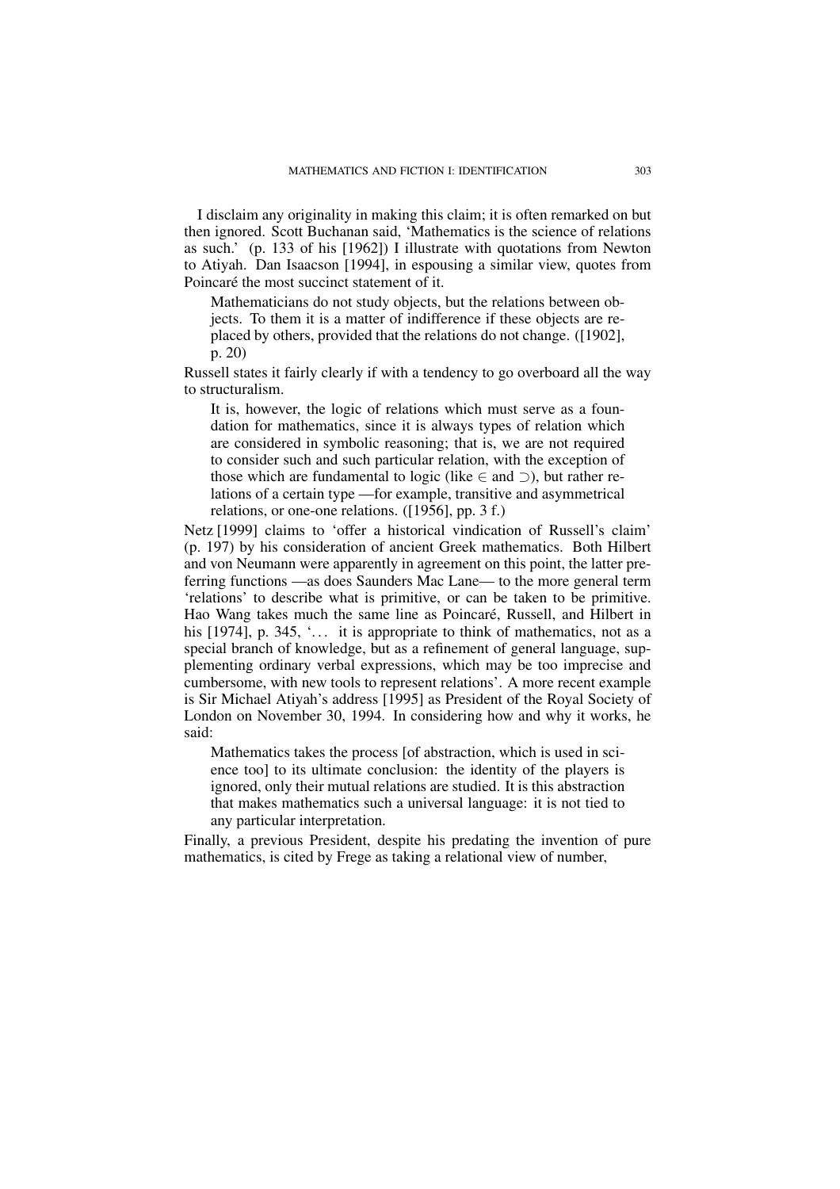I disclaim any originality in making this claim; it is often remarked on but then ignored. Scott Buchanan said, 'Mathematics is the science of relations as such.' (p. 133 of his [1962]) I illustrate with quotations from Newton to Atiyah. Dan Isaacson [1994], in espousing a similar view, quotes from Poincaré the most succinct statement of it.

> Mathematicians do not study objects, but the relations between objects. To them it is a matter of indifference if these objects are replaced by others, provided that the relations do not change. ([1902], p. 20)

Russell states it fairly clearly if with a tendency to go overboard all the way to structuralism.

> It is, however, the logic of relations which must serve as a foundation for mathematics, since it is always types of relation which are considered in symbolic reasoning; that is, we are not required to consider such and such particular relation, with the exception of those which are fundamental to logic (like $\in$ and $\supset$), but rather relations of a certain type —for example, transitive and asymmetrical relations, or one-one relations. ([1956], pp. 3 f.)

Netz [1999] claims to 'offer a historical vindication of Russell's claim' (p. 197) by his consideration of ancient Greek mathematics. Both Hilbert and von Neumann were apparently in agreement on this point, the latter preferring functions —as does Saunders Mac Lane— to the more general term 'relations' to describe what is primitive, or can be taken to be primitive. Hao Wang takes much the same line as Poincaré, Russell, and Hilbert in his [1974], p. 345, '... it is appropriate to think of mathematics, not as a special branch of knowledge, but as a refinement of general language, supplementing ordinary verbal expressions, which may be too imprecise and cumbersome, with new tools to represent relations'. A more recent example is Sir Michael Atiyah's address [1995] as President of the Royal Society of London on November 30, 1994. In considering how and why it works, he said:

> Mathematics takes the process [of abstraction, which is used in science too] to its ultimate conclusion: the identity of the players is ignored, only their mutual relations are studied. It is this abstraction that makes mathematics such a universal language: it is not tied to any particular interpretation.

Finally, a previous President, despite his predating the invention of pure mathematics, is cited by Frege as taking a relational view of number,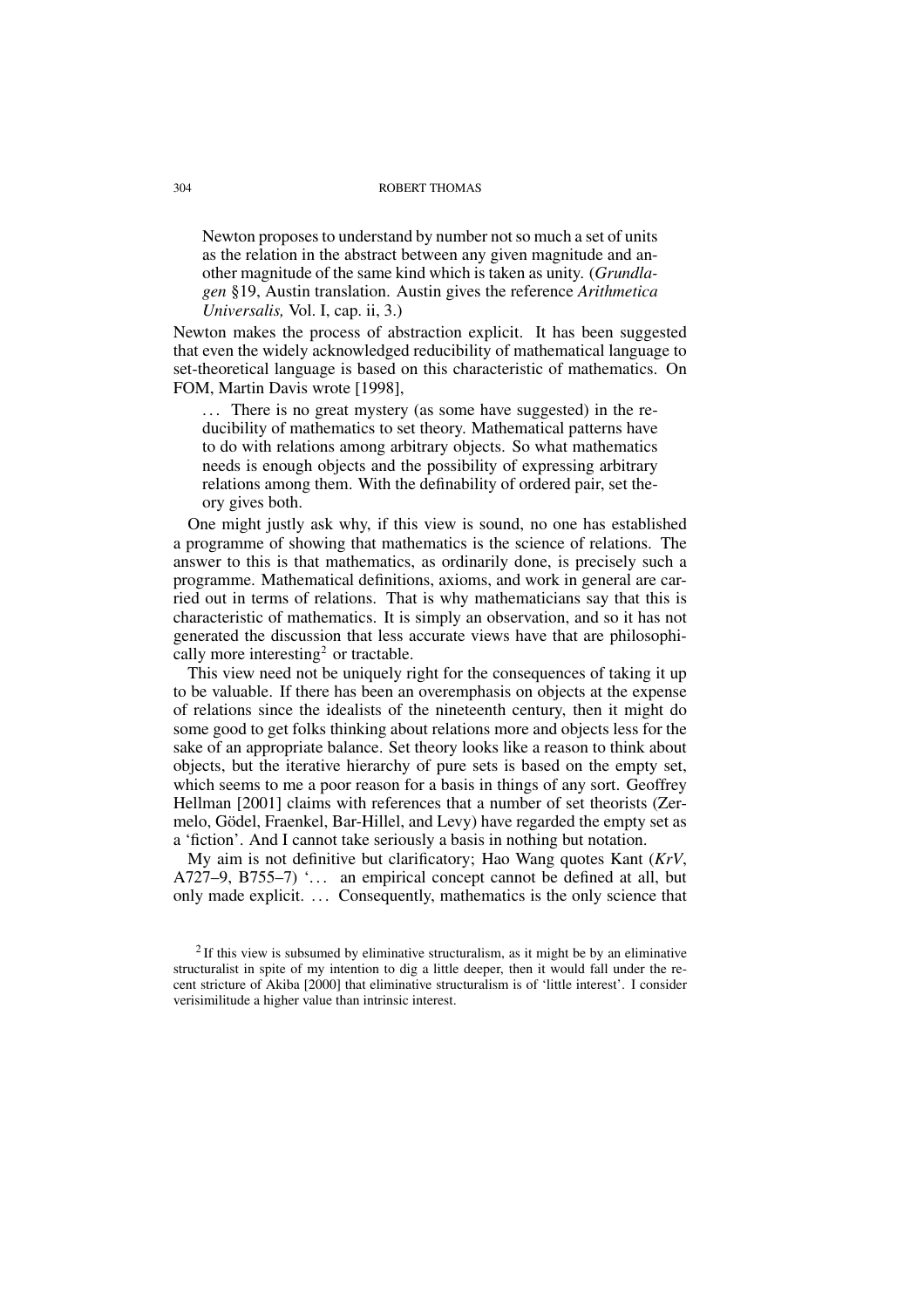> Newton proposes to understand by number not so much a set of units as the relation in the abstract between any given magnitude and another magnitude of the same kind which is taken as unity. (*Grundlagen* §19, Austin translation. Austin gives the reference *Arithmetica Universalis,* Vol. I, cap. ii, 3.)

Newton makes the process of abstraction explicit. It has been suggested that even the widely acknowledged reducibility of mathematical language to set-theoretical language is based on this characteristic of mathematics. On FOM, Martin Davis wrote [1998],

> ... There is no great mystery (as some have suggested) in the reducibility of mathematics to set theory. Mathematical patterns have to do with relations among arbitrary objects. So what mathematics needs is enough objects and the possibility of expressing arbitrary relations among them. With the definability of ordered pair, set theory gives both.

One might justly ask why, if this view is sound, no one has established a programme of showing that mathematics is the science of relations. The answer to this is that mathematics, as ordinarily done, is precisely such a programme. Mathematical definitions, axioms, and work in general are carried out in terms of relations. That is why mathematicians say that this is characteristic of mathematics. It is simply an observation, and so it has not generated the discussion that less accurate views have that are philosophically more interesting[2] or tractable.

This view need not be uniquely right for the consequences of taking it up to be valuable. If there has been an overemphasis on objects at the expense of relations since the idealists of the nineteenth century, then it might do some good to get folks thinking about relations more and objects less for the sake of an appropriate balance. Set theory looks like a reason to think about objects, but the iterative hierarchy of pure sets is based on the empty set, which seems to me a poor reason for a basis in things of any sort. Geoffrey Hellman [2001] claims with references that a number of set theorists (Zermelo, Gödel, Fraenkel, Bar-Hillel, and Levy) have regarded the empty set as a 'fiction'. And I cannot take seriously a basis in nothing but notation.

My aim is not definitive but clarificatory; Hao Wang quotes Kant (*KrV*, A727–9, B755–7) '... an empirical concept cannot be defined at all, but only made explicit. ... Consequently, mathematics is the only science that

[2] If this view is subsumed by eliminative structuralism, as it might be by an eliminative structuralist in spite of my intention to dig a little deeper, then it would fall under the recent stricture of Akiba [2000] that eliminative structuralism is of 'little interest'. I consider verisimilitude a higher value than intrinsic interest.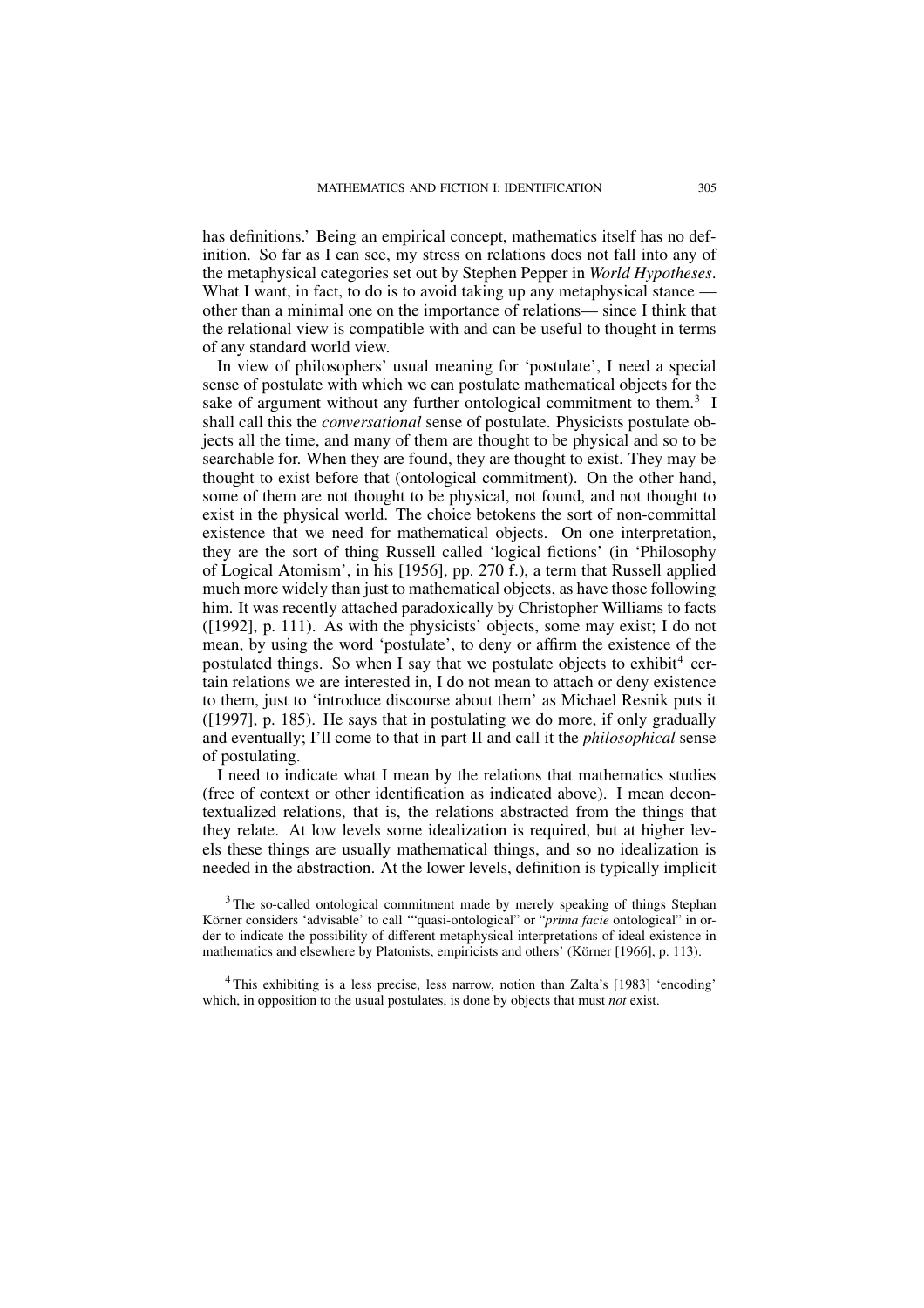has definitions.' Being an empirical concept, mathematics itself has no definition. So far as I can see, my stress on relations does not fall into any of the metaphysical categories set out by Stephen Pepper in *World Hypotheses*. What I want, in fact, to do is to avoid taking up any metaphysical stance — other than a minimal one on the importance of relations— since I think that the relational view is compatible with and can be useful to thought in terms of any standard world view.

In view of philosophers' usual meaning for 'postulate', I need a special sense of postulate with which we can postulate mathematical objects for the sake of argument without any further ontological commitment to them.[3] I shall call this the *conversational* sense of postulate. Physicists postulate objects all the time, and many of them are thought to be physical and so to be searchable for. When they are found, they are thought to exist. They may be thought to exist before that (ontological commitment). On the other hand, some of them are not thought to be physical, not found, and not thought to exist in the physical world. The choice betokens the sort of non-committal existence that we need for mathematical objects. On one interpretation, they are the sort of thing Russell called 'logical fictions' (in 'Philosophy of Logical Atomism', in his [1956], pp. 270 f.), a term that Russell applied much more widely than just to mathematical objects, as have those following him. It was recently attached paradoxically by Christopher Williams to facts ([1992], p. 111). As with the physicists' objects, some may exist; I do not mean, by using the word 'postulate', to deny or affirm the existence of the postulated things. So when I say that we postulate objects to exhibit[4] certain relations we are interested in, I do not mean to attach or deny existence to them, just to 'introduce discourse about them' as Michael Resnik puts it ([1997], p. 185). He says that in postulating we do more, if only gradually and eventually; I'll come to that in part II and call it the *philosophical* sense of postulating.

I need to indicate what I mean by the relations that mathematics studies (free of context or other identification as indicated above). I mean decontextualized relations, that is, the relations abstracted from the things that they relate. At low levels some idealization is required, but at higher levels these things are usually mathematical things, and so no idealization is needed in the abstraction. At the lower levels, definition is typically implicit

[3] The so-called ontological commitment made by merely speaking of things Stephan Körner considers 'advisable' to call '"quasi-ontological" or "*prima facie* ontological" in order to indicate the possibility of different metaphysical interpretations of ideal existence in mathematics and elsewhere by Platonists, empiricists and others' (Körner [1966], p. 113).

[4] This exhibiting is a less precise, less narrow, notion than Zalta's [1983] 'encoding' which, in opposition to the usual postulates, is done by objects that must *not* exist.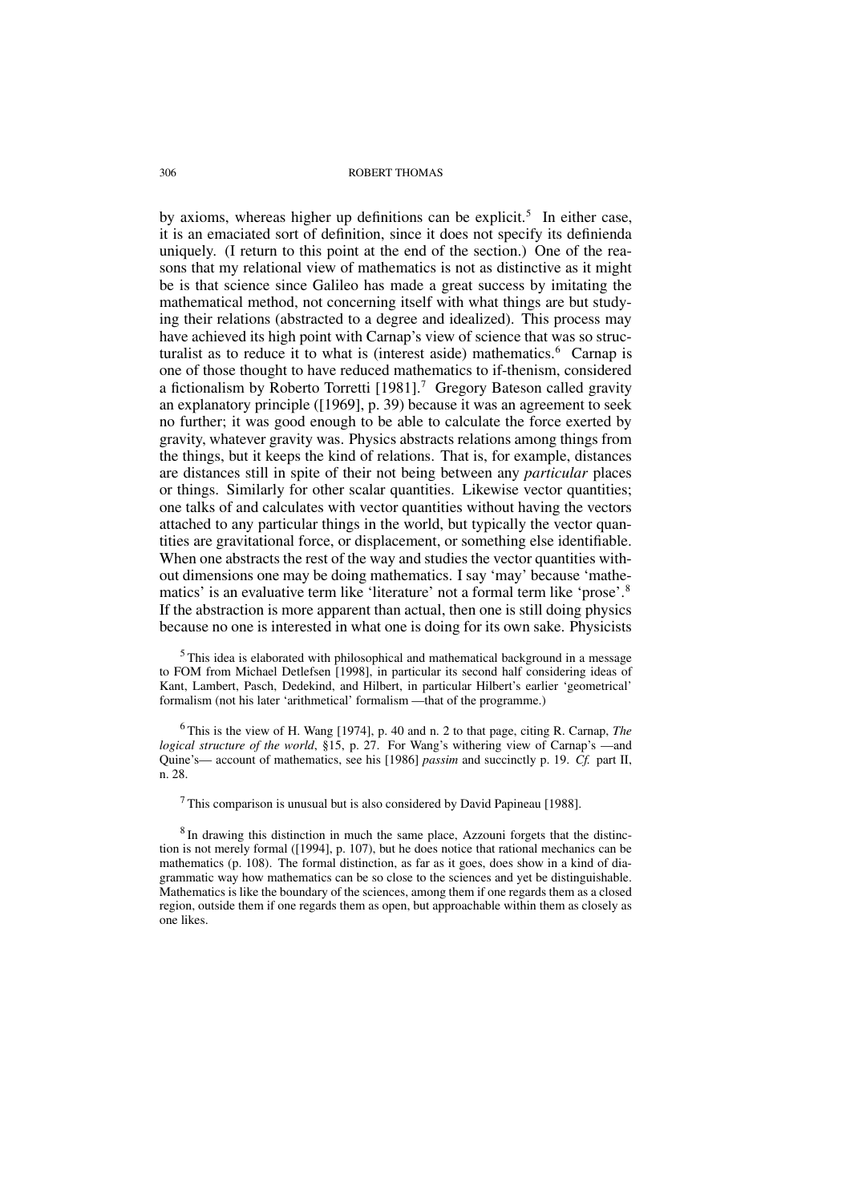by axioms, whereas higher up definitions can be explicit.[5] In either case, it is an emaciated sort of definition, since it does not specify its definienda uniquely. (I return to this point at the end of the section.) One of the reasons that my relational view of mathematics is not as distinctive as it might be is that science since Galileo has made a great success by imitating the mathematical method, not concerning itself with what things are but studying their relations (abstracted to a degree and idealized). This process may have achieved its high point with Carnap's view of science that was so structuralist as to reduce it to what is (interest aside) mathematics.[6] Carnap is one of those thought to have reduced mathematics to if-thenism, considered a fictionalism by Roberto Torretti [1981].[7] Gregory Bateson called gravity an explanatory principle ([1969], p. 39) because it was an agreement to seek no further; it was good enough to be able to calculate the force exerted by gravity, whatever gravity was. Physics abstracts relations among things from the things, but it keeps the kind of relations. That is, for example, distances are distances still in spite of their not being between any *particular* places or things. Similarly for other scalar quantities. Likewise vector quantities; one talks of and calculates with vector quantities without having the vectors attached to any particular things in the world, but typically the vector quantities are gravitational force, or displacement, or something else identifiable. When one abstracts the rest of the way and studies the vector quantities without dimensions one may be doing mathematics. I say 'may' because 'mathematics' is an evaluative term like 'literature' not a formal term like 'prose'.[8] If the abstraction is more apparent than actual, then one is still doing physics because no one is interested in what one is doing for its own sake. Physicists

[5] This idea is elaborated with philosophical and mathematical background in a message to FOM from Michael Detlefsen [1998], in particular its second half considering ideas of Kant, Lambert, Pasch, Dedekind, and Hilbert, in particular Hilbert's earlier 'geometrical' formalism (not his later 'arithmetical' formalism —that of the programme.)

[6] This is the view of H. Wang [1974], p. 40 and n. 2 to that page, citing R. Carnap, *The logical structure of the world*, §15, p. 27. For Wang's withering view of Carnap's —and Quine's— account of mathematics, see his [1986] *passim* and succinctly p. 19. *Cf.* part II, n. 28.

[7] This comparison is unusual but is also considered by David Papineau [1988].

[8] In drawing this distinction in much the same place, Azzouni forgets that the distinction is not merely formal ([1994], p. 107), but he does notice that rational mechanics can be mathematics (p. 108). The formal distinction, as far as it goes, does show in a kind of diagrammatic way how mathematics can be so close to the sciences and yet be distinguishable. Mathematics is like the boundary of the sciences, among them if one regards them as a closed region, outside them if one regards them as open, but approachable within them as closely as one likes.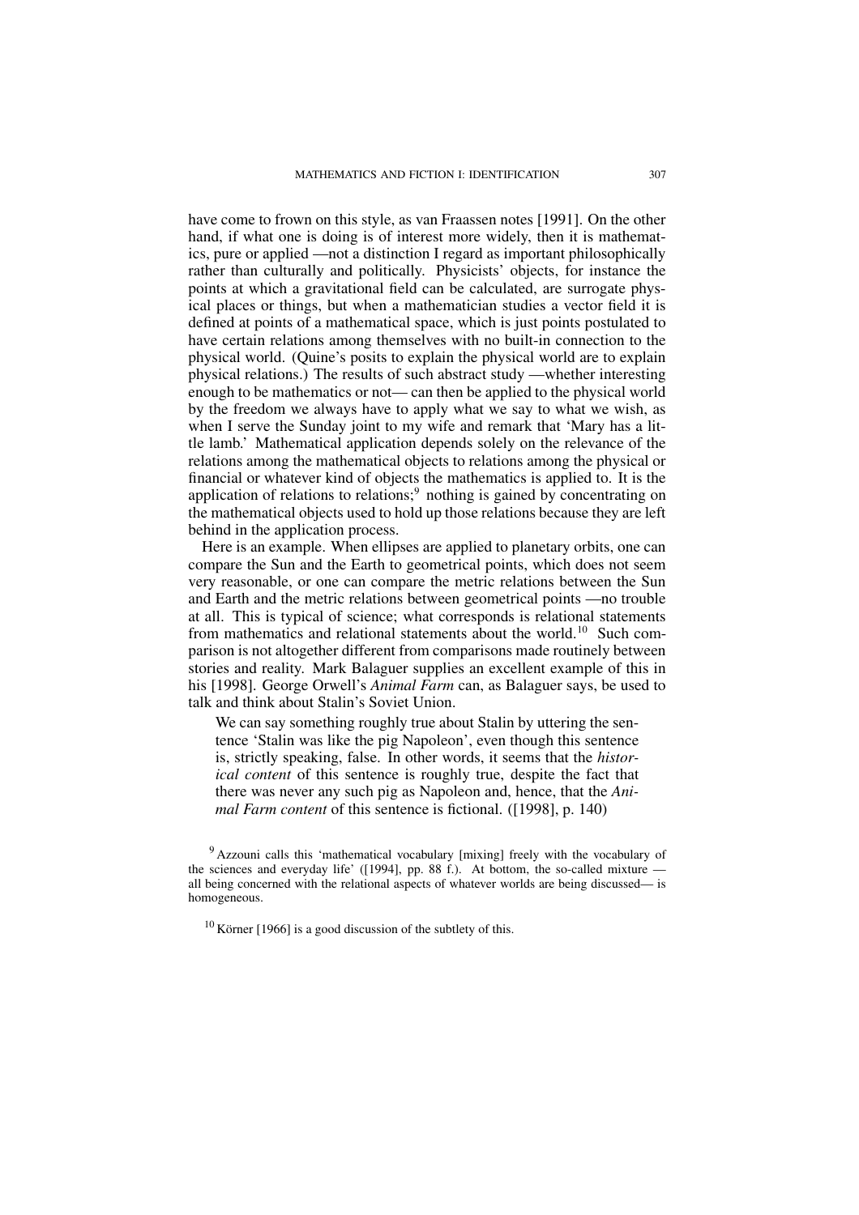have come to frown on this style, as van Fraassen notes [1991]. On the other hand, if what one is doing is of interest more widely, then it is mathematics, pure or applied —not a distinction I regard as important philosophically rather than culturally and politically. Physicists' objects, for instance the points at which a gravitational field can be calculated, are surrogate physical places or things, but when a mathematician studies a vector field it is defined at points of a mathematical space, which is just points postulated to have certain relations among themselves with no built-in connection to the physical world. (Quine's posits to explain the physical world are to explain physical relations.) The results of such abstract study —whether interesting enough to be mathematics or not— can then be applied to the physical world by the freedom we always have to apply what we say to what we wish, as when I serve the Sunday joint to my wife and remark that 'Mary has a little lamb.' Mathematical application depends solely on the relevance of the relations among the mathematical objects to relations among the physical or financial or whatever kind of objects the mathematics is applied to. It is the application of relations to relations;[9] nothing is gained by concentrating on the mathematical objects used to hold up those relations because they are left behind in the application process.

Here is an example. When ellipses are applied to planetary orbits, one can compare the Sun and the Earth to geometrical points, which does not seem very reasonable, or one can compare the metric relations between the Sun and Earth and the metric relations between geometrical points —no trouble at all. This is typical of science; what corresponds is relational statements from mathematics and relational statements about the world.[10] Such comparison is not altogether different from comparisons made routinely between stories and reality. Mark Balaguer supplies an excellent example of this in his [1998]. George Orwell's *Animal Farm* can, as Balaguer says, be used to talk and think about Stalin's Soviet Union.

> We can say something roughly true about Stalin by uttering the sentence 'Stalin was like the pig Napoleon', even though this sentence is, strictly speaking, false. In other words, it seems that the *historical content* of this sentence is roughly true, despite the fact that there was never any such pig as Napoleon and, hence, that the *Animal Farm content* of this sentence is fictional. ([1998], p. 140)

[9] Azzouni calls this 'mathematical vocabulary [mixing] freely with the vocabulary of the sciences and everyday life' ([1994], pp. 88 f.). At bottom, the so-called mixture — all being concerned with the relational aspects of whatever worlds are being discussed— is homogeneous.

[10] Körner [1966] is a good discussion of the subtlety of this.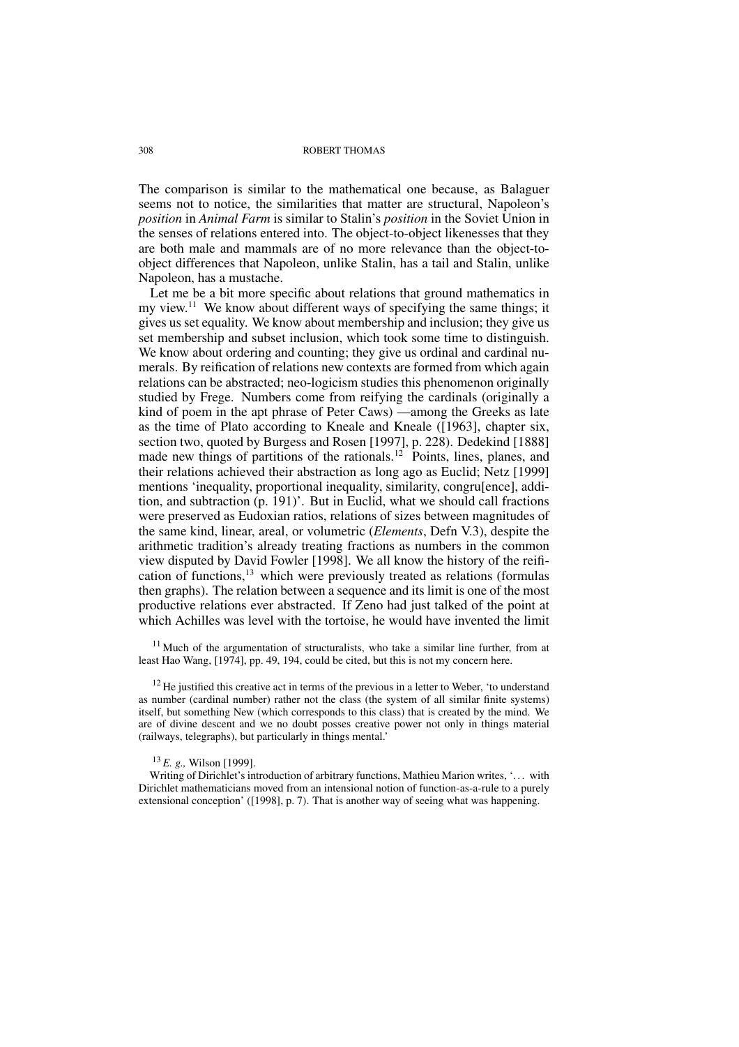The comparison is similar to the mathematical one because, as Balaguer seems not to notice, the similarities that matter are structural, Napoleon's *position* in *Animal Farm* is similar to Stalin's *position* in the Soviet Union in the senses of relations entered into. The object-to-object likenesses that they are both male and mammals are of no more relevance than the object-to-object differences that Napoleon, unlike Stalin, has a tail and Stalin, unlike Napoleon, has a mustache.

Let me be a bit more specific about relations that ground mathematics in my view.[11] We know about different ways of specifying the same things; it gives us set equality. We know about membership and inclusion; they give us set membership and subset inclusion, which took some time to distinguish. We know about ordering and counting; they give us ordinal and cardinal numerals. By reification of relations new contexts are formed from which again relations can be abstracted; neo-logicism studies this phenomenon originally studied by Frege. Numbers come from reifying the cardinals (originally a kind of poem in the apt phrase of Peter Caws) —among the Greeks as late as the time of Plato according to Kneale and Kneale ([1963], chapter six, section two, quoted by Burgess and Rosen [1997], p. 228). Dedekind [1888] made new things of partitions of the rationals.[12] Points, lines, planes, and their relations achieved their abstraction as long ago as Euclid; Netz [1999] mentions 'inequality, proportional inequality, similarity, congru[ence], addition, and subtraction (p. 191)'. But in Euclid, what we should call fractions were preserved as Eudoxian ratios, relations of sizes between magnitudes of the same kind, linear, areal, or volumetric (*Elements*, Defn V.3), despite the arithmetic tradition's already treating fractions as numbers in the common view disputed by David Fowler [1998]. We all know the history of the reification of functions,[13] which were previously treated as relations (formulas then graphs). The relation between a sequence and its limit is one of the most productive relations ever abstracted. If Zeno had just talked of the point at which Achilles was level with the tortoise, he would have invented the limit

[11] Much of the argumentation of structuralists, who take a similar line further, from at least Hao Wang, [1974], pp. 49, 194, could be cited, but this is not my concern here.

[12] He justified this creative act in terms of the previous in a letter to Weber, 'to understand as number (cardinal number) rather not the class (the system of all similar finite systems) itself, but something New (which corresponds to this class) that is created by the mind. We are of divine descent and we no doubt posses creative power not only in things material (railways, telegraphs), but particularly in things mental.'

[13] *E. g.,* Wilson [1999].

Writing of Dirichlet's introduction of arbitrary functions, Mathieu Marion writes, '... with Dirichlet mathematicians moved from an intensional notion of function-as-a-rule to a purely extensional conception' ([1998], p. 7). That is another way of seeing what was happening.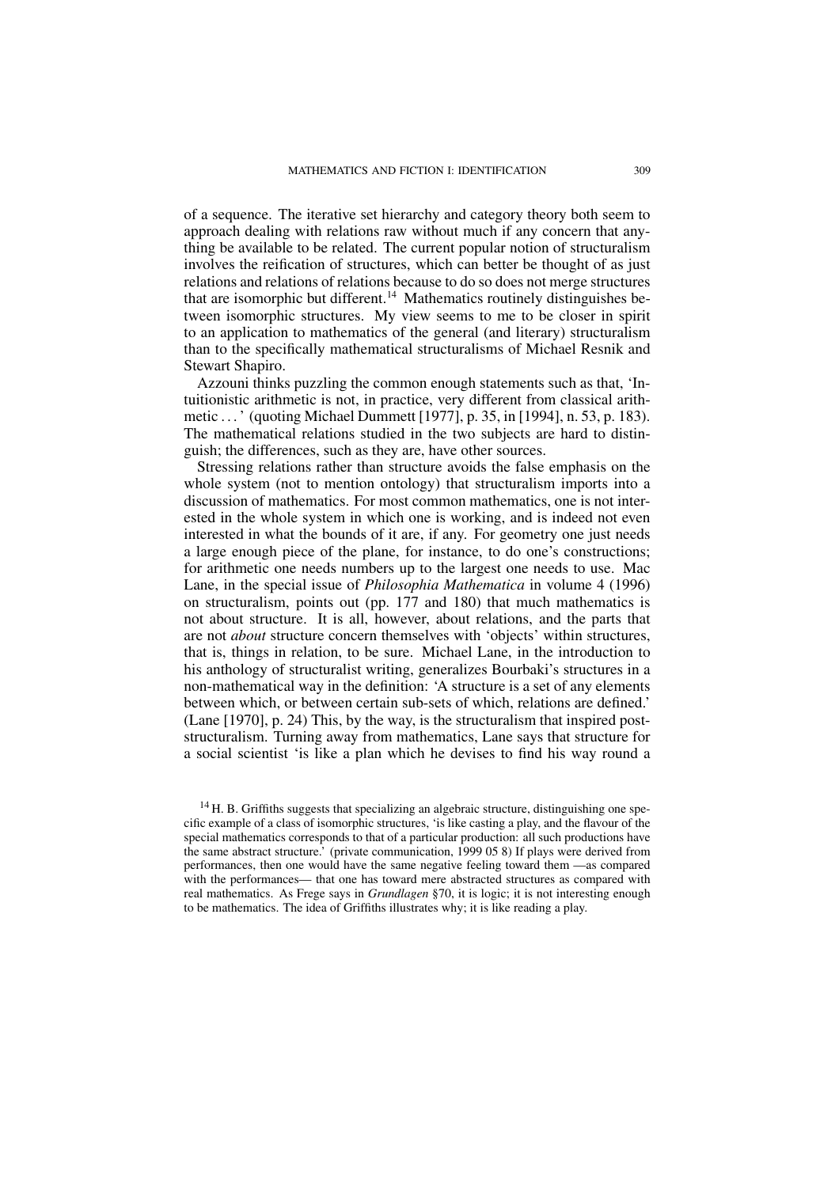of a sequence. The iterative set hierarchy and category theory both seem to approach dealing with relations raw without much if any concern that anything be available to be related. The current popular notion of structuralism involves the reification of structures, which can better be thought of as just relations and relations of relations because to do so does not merge structures that are isomorphic but different.[14] Mathematics routinely distinguishes between isomorphic structures. My view seems to me to be closer in spirit to an application to mathematics of the general (and literary) structuralism than to the specifically mathematical structuralisms of Michael Resnik and Stewart Shapiro.

Azzouni thinks puzzling the common enough statements such as that, 'Intuitionistic arithmetic is not, in practice, very different from classical arithmetic . . . ' (quoting Michael Dummett [1977], p. 35, in [1994], n. 53, p. 183). The mathematical relations studied in the two subjects are hard to distinguish; the differences, such as they are, have other sources.

Stressing relations rather than structure avoids the false emphasis on the whole system (not to mention ontology) that structuralism imports into a discussion of mathematics. For most common mathematics, one is not interested in the whole system in which one is working, and is indeed not even interested in what the bounds of it are, if any. For geometry one just needs a large enough piece of the plane, for instance, to do one's constructions; for arithmetic one needs numbers up to the largest one needs to use. Mac Lane, in the special issue of *Philosophia Mathematica* in volume 4 (1996) on structuralism, points out (pp. 177 and 180) that much mathematics is not about structure. It is all, however, about relations, and the parts that are not *about* structure concern themselves with 'objects' within structures, that is, things in relation, to be sure. Michael Lane, in the introduction to his anthology of structuralist writing, generalizes Bourbaki's structures in a non-mathematical way in the definition: 'A structure is a set of any elements between which, or between certain sub-sets of which, relations are defined.' (Lane [1970], p. 24) This, by the way, is the structuralism that inspired post-structuralism. Turning away from mathematics, Lane says that structure for a social scientist 'is like a plan which he devises to find his way round a

[14] H. B. Griffiths suggests that specializing an algebraic structure, distinguishing one specific example of a class of isomorphic structures, 'is like casting a play, and the flavour of the special mathematics corresponds to that of a particular production: all such productions have the same abstract structure.' (private communication, 1999 05 8) If plays were derived from performances, then one would have the same negative feeling toward them —as compared with the performances— that one has toward mere abstracted structures as compared with real mathematics. As Frege says in *Grundlagen* §70, it is logic; it is not interesting enough to be mathematics. The idea of Griffiths illustrates why; it is like reading a play.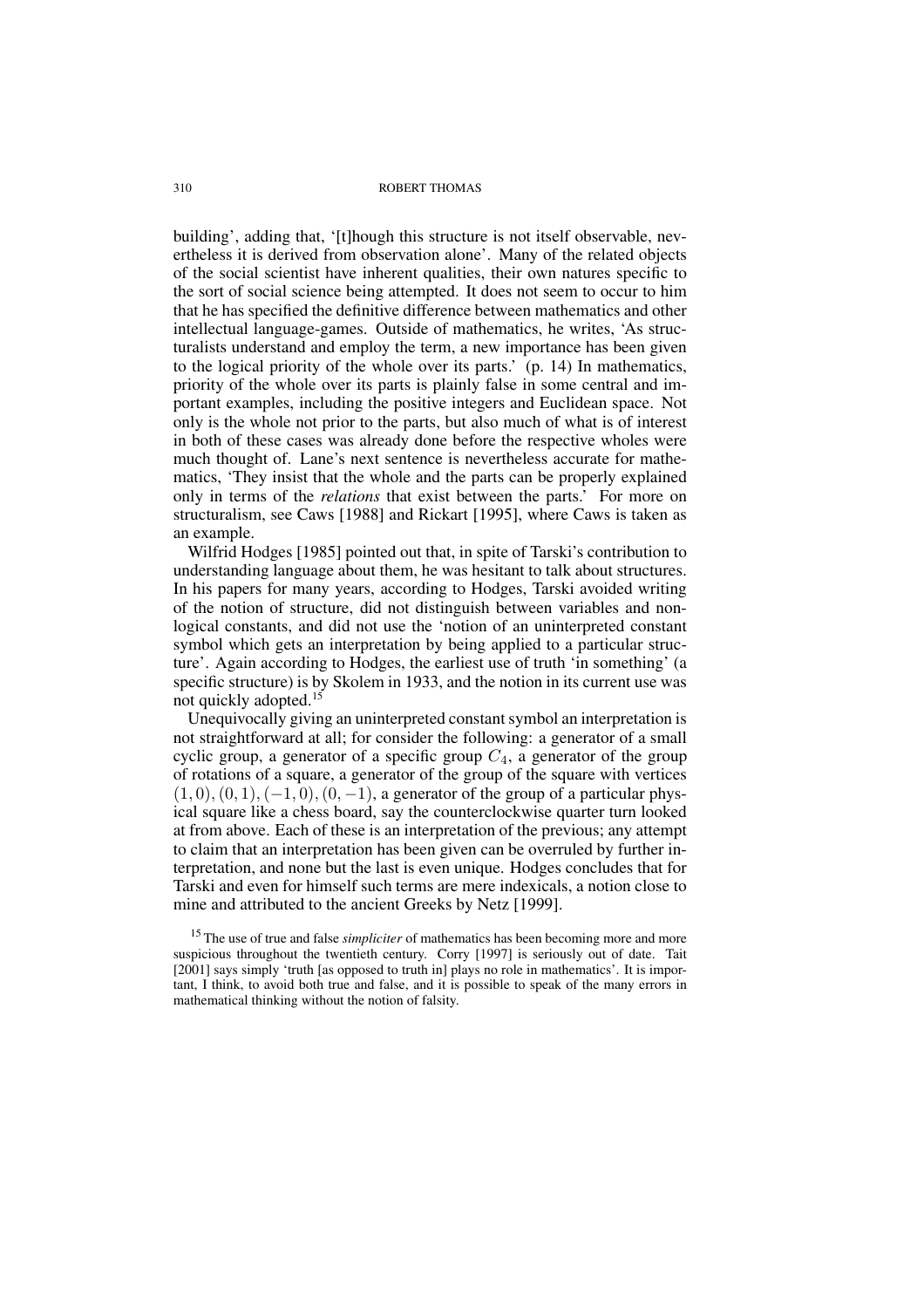building', adding that, '[t]hough this structure is not itself observable, nevertheless it is derived from observation alone'. Many of the related objects of the social scientist have inherent qualities, their own natures specific to the sort of social science being attempted. It does not seem to occur to him that he has specified the definitive difference between mathematics and other intellectual language-games. Outside of mathematics, he writes, 'As structuralists understand and employ the term, a new importance has been given to the logical priority of the whole over its parts.' (p. 14) In mathematics, priority of the whole over its parts is plainly false in some central and important examples, including the positive integers and Euclidean space. Not only is the whole not prior to the parts, but also much of what is of interest in both of these cases was already done before the respective wholes were much thought of. Lane's next sentence is nevertheless accurate for mathematics, 'They insist that the whole and the parts can be properly explained only in terms of the *relations* that exist between the parts.' For more on structuralism, see Caws [1988] and Rickart [1995], where Caws is taken as an example.

Wilfrid Hodges [1985] pointed out that, in spite of Tarski's contribution to understanding language about them, he was hesitant to talk about structures. In his papers for many years, according to Hodges, Tarski avoided writing of the notion of structure, did not distinguish between variables and non-logical constants, and did not use the 'notion of an uninterpreted constant symbol which gets an interpretation by being applied to a particular structure'. Again according to Hodges, the earliest use of truth 'in something' (a specific structure) is by Skolem in 1933, and the notion in its current use was not quickly adopted.[15]

Unequivocally giving an uninterpreted constant symbol an interpretation is not straightforward at all; for consider the following: a generator of a small cyclic group, a generator of a specific group $C_4$, a generator of the group of rotations of a square, a generator of the group of the square with vertices $(1, 0), (0, 1), (-1, 0), (0, -1)$, a generator of the group of a particular physical square like a chess board, say the counterclockwise quarter turn looked at from above. Each of these is an interpretation of the previous; any attempt to claim that an interpretation has been given can be overruled by further interpretation, and none but the last is even unique. Hodges concludes that for Tarski and even for himself such terms are mere indexicals, a notion close to mine and attributed to the ancient Greeks by Netz [1999].

[15] The use of true and false *simpliciter* of mathematics has been becoming more and more suspicious throughout the twentieth century. Corry [1997] is seriously out of date. Tait [2001] says simply 'truth [as opposed to truth in] plays no role in mathematics'. It is important, I think, to avoid both true and false, and it is possible to speak of the many errors in mathematical thinking without the notion of falsity.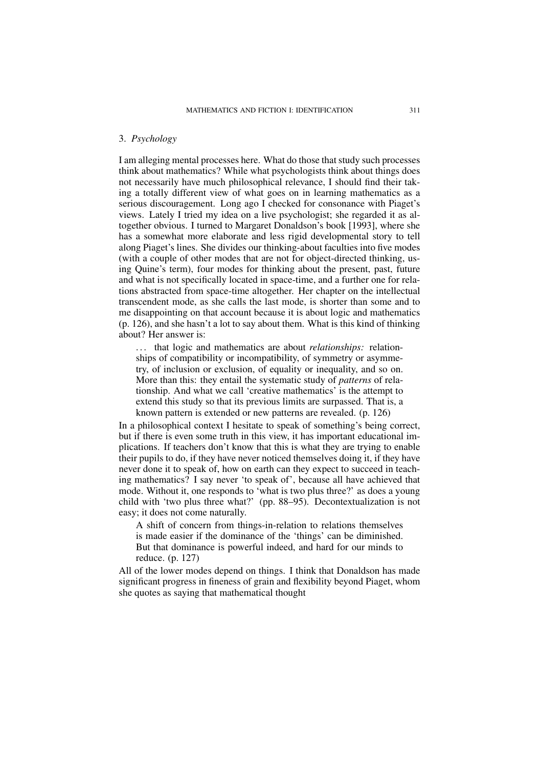## 3. *Psychology*

I am alleging mental processes here. What do those that study such processes think about mathematics? While what psychologists think about things does not necessarily have much philosophical relevance, I should find their taking a totally different view of what goes on in learning mathematics as a serious discouragement. Long ago I checked for consonance with Piaget's views. Lately I tried my idea on a live psychologist; she regarded it as altogether obvious. I turned to Margaret Donaldson's book [1993], where she has a somewhat more elaborate and less rigid developmental story to tell along Piaget's lines. She divides our thinking-about faculties into five modes (with a couple of other modes that are not for object-directed thinking, using Quine's term), four modes for thinking about the present, past, future and what is not specifically located in space-time, and a further one for relations abstracted from space-time altogether. Her chapter on the intellectual transcendent mode, as she calls the last mode, is shorter than some and to me disappointing on that account because it is about logic and mathematics (p. 126), and she hasn't a lot to say about them. What is this kind of thinking about? Her answer is:

> ... that logic and mathematics are about *relationships:* relationships of compatibility or incompatibility, of symmetry or asymmetry, of inclusion or exclusion, of equality or inequality, and so on. More than this: they entail the systematic study of *patterns* of relationship. And what we call 'creative mathematics' is the attempt to extend this study so that its previous limits are surpassed. That is, a known pattern is extended or new patterns are revealed. (p. 126)

In a philosophical context I hesitate to speak of something's being correct, but if there is even some truth in this view, it has important educational implications. If teachers don't know that this is what they are trying to enable their pupils to do, if they have never noticed themselves doing it, if they have never done it to speak of, how on earth can they expect to succeed in teaching mathematics? I say never 'to speak of', because all have achieved that mode. Without it, one responds to 'what is two plus three?' as does a young child with 'two plus three what?' (pp. 88–95). Decontextualization is not easy; it does not come naturally.

> A shift of concern from things-in-relation to relations themselves is made easier if the dominance of the 'things' can be diminished. But that dominance is powerful indeed, and hard for our minds to reduce. (p. 127)

All of the lower modes depend on things. I think that Donaldson has made significant progress in fineness of grain and flexibility beyond Piaget, whom she quotes as saying that mathematical thought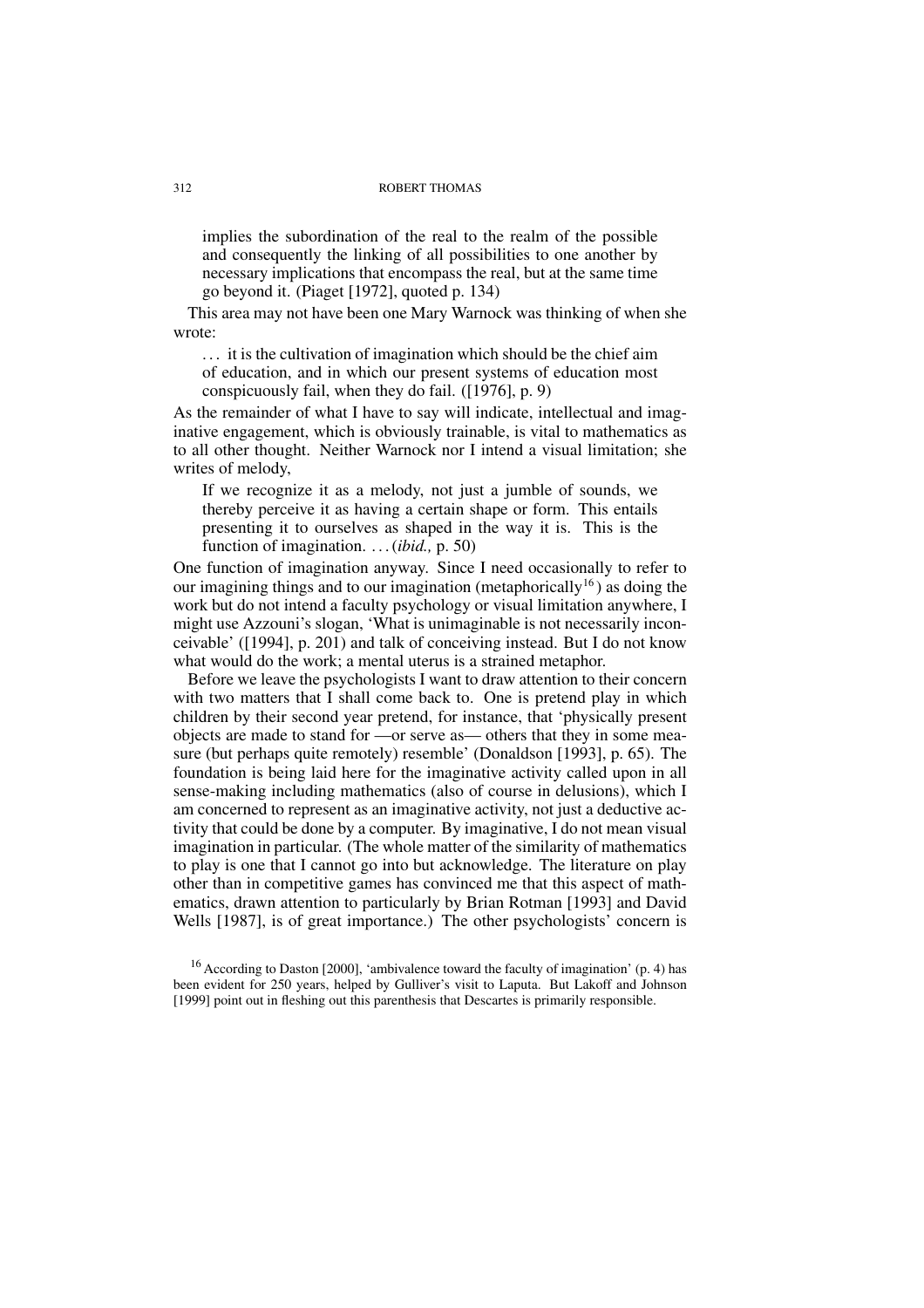> implies the subordination of the real to the realm of the possible and consequently the linking of all possibilities to one another by necessary implications that encompass the real, but at the same time go beyond it. (Piaget [1972], quoted p. 134)

This area may not have been one Mary Warnock was thinking of when she wrote:

> . . . it is the cultivation of imagination which should be the chief aim of education, and in which our present systems of education most conspicuously fail, when they do fail. ([1976], p. 9)

As the remainder of what I have to say will indicate, intellectual and imaginative engagement, which is obviously trainable, is vital to mathematics as to all other thought. Neither Warnock nor I intend a visual limitation; she writes of melody,

> If we recognize it as a melody, not just a jumble of sounds, we thereby perceive it as having a certain shape or form. This entails presenting it to ourselves as shaped in the way it is. This is the function of imagination. . . . (*ibid.,* p. 50)

One function of imagination anyway. Since I need occasionally to refer to our imagining things and to our imagination (metaphorically[16]) as doing the work but do not intend a faculty psychology or visual limitation anywhere, I might use Azzouni's slogan, 'What is unimaginable is not necessarily inconceivable' ([1994], p. 201) and talk of conceiving instead. But I do not know what would do the work; a mental uterus is a strained metaphor.

Before we leave the psychologists I want to draw attention to their concern with two matters that I shall come back to. One is pretend play in which children by their second year pretend, for instance, that 'physically present objects are made to stand for —or serve as— others that they in some measure (but perhaps quite remotely) resemble' (Donaldson [1993], p. 65). The foundation is being laid here for the imaginative activity called upon in all sense-making including mathematics (also of course in delusions), which I am concerned to represent as an imaginative activity, not just a deductive activity that could be done by a computer. By imaginative, I do not mean visual imagination in particular. (The whole matter of the similarity of mathematics to play is one that I cannot go into but acknowledge. The literature on play other than in competitive games has convinced me that this aspect of mathematics, drawn attention to particularly by Brian Rotman [1993] and David Wells [1987], is of great importance.) The other psychologists' concern is

[16] According to Daston [2000], 'ambivalence toward the faculty of imagination' (p. 4) has been evident for 250 years, helped by Gulliver's visit to Laputa. But Lakoff and Johnson [1999] point out in fleshing out this parenthesis that Descartes is primarily responsible.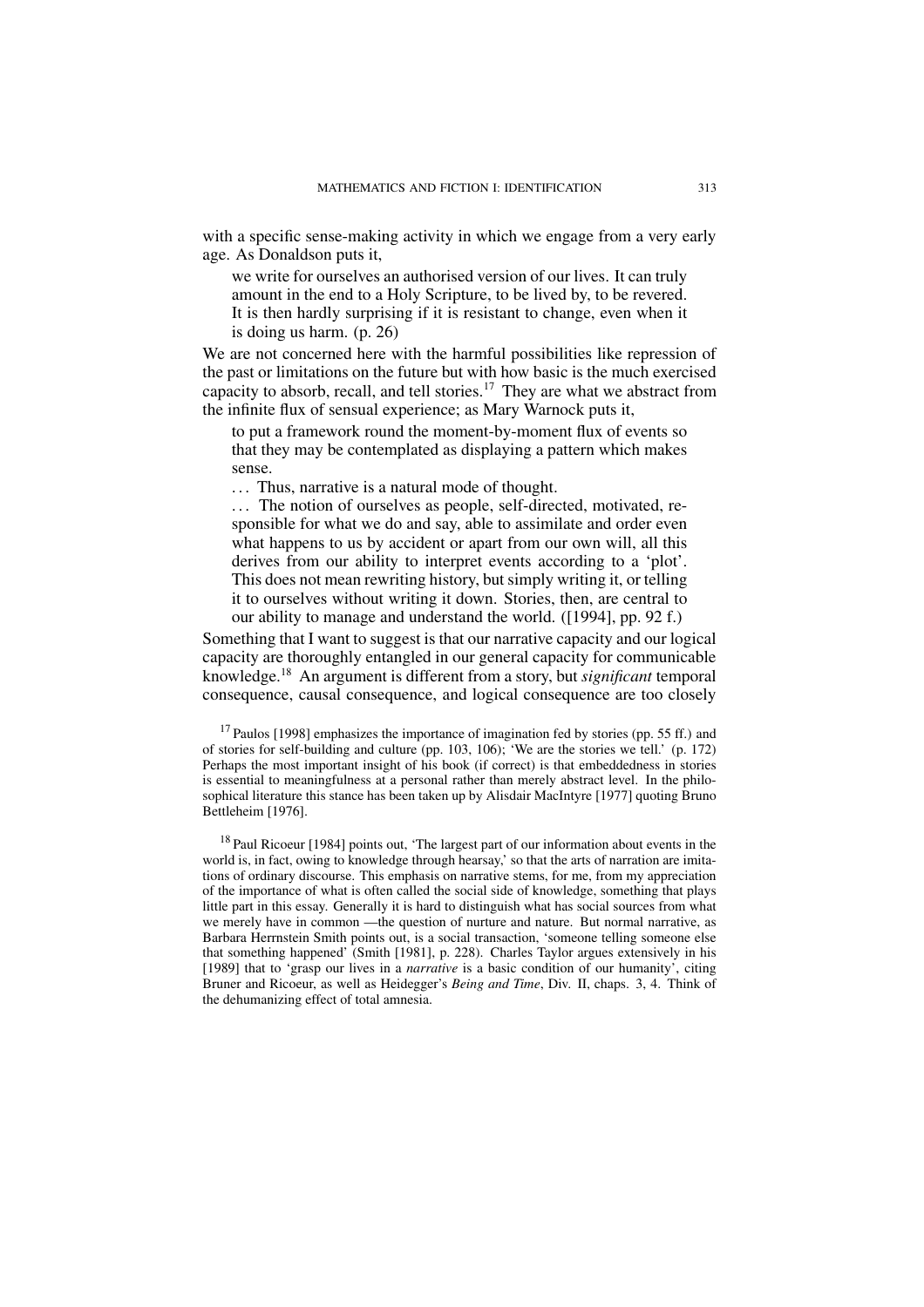with a specific sense-making activity in which we engage from a very early age. As Donaldson puts it,

> we write for ourselves an authorised version of our lives. It can truly amount in the end to a Holy Scripture, to be lived by, to be revered. It is then hardly surprising if it is resistant to change, even when it is doing us harm. (p. 26)

We are not concerned here with the harmful possibilities like repression of the past or limitations on the future but with how basic is the much exercised capacity to absorb, recall, and tell stories.[17] They are what we abstract from the infinite flux of sensual experience; as Mary Warnock puts it,

> to put a framework round the moment-by-moment flux of events so that they may be contemplated as displaying a pattern which makes sense.
>
> ... Thus, narrative is a natural mode of thought.
>
> ... The notion of ourselves as people, self-directed, motivated, responsible for what we do and say, able to assimilate and order even what happens to us by accident or apart from our own will, all this derives from our ability to interpret events according to a 'plot'. This does not mean rewriting history, but simply writing it, or telling it to ourselves without writing it down. Stories, then, are central to our ability to manage and understand the world. ([1994], pp. 92 f.)

Something that I want to suggest is that our narrative capacity and our logical capacity are thoroughly entangled in our general capacity for communicable knowledge.[18] An argument is different from a story, but *significant* temporal consequence, causal consequence, and logical consequence are too closely

[17] Paulos [1998] emphasizes the importance of imagination fed by stories (pp. 55 ff.) and of stories for self-building and culture (pp. 103, 106); 'We are the stories we tell.' (p. 172) Perhaps the most important insight of his book (if correct) is that embeddedness in stories is essential to meaningfulness at a personal rather than merely abstract level. In the philosophical literature this stance has been taken up by Alisdair MacIntyre [1977] quoting Bruno Bettleheim [1976].

[18] Paul Ricoeur [1984] points out, 'The largest part of our information about events in the world is, in fact, owing to knowledge through hearsay,' so that the arts of narration are imitations of ordinary discourse. This emphasis on narrative stems, for me, from my appreciation of the importance of what is often called the social side of knowledge, something that plays little part in this essay. Generally it is hard to distinguish what has social sources from what we merely have in common —the question of nurture and nature. But normal narrative, as Barbara Herrnstein Smith points out, is a social transaction, 'someone telling someone else that something happened' (Smith [1981], p. 228). Charles Taylor argues extensively in his [1989] that to 'grasp our lives in a *narrative* is a basic condition of our humanity', citing Bruner and Ricoeur, as well as Heidegger's *Being and Time*, Div. II, chaps. 3, 4. Think of the dehumanizing effect of total amnesia.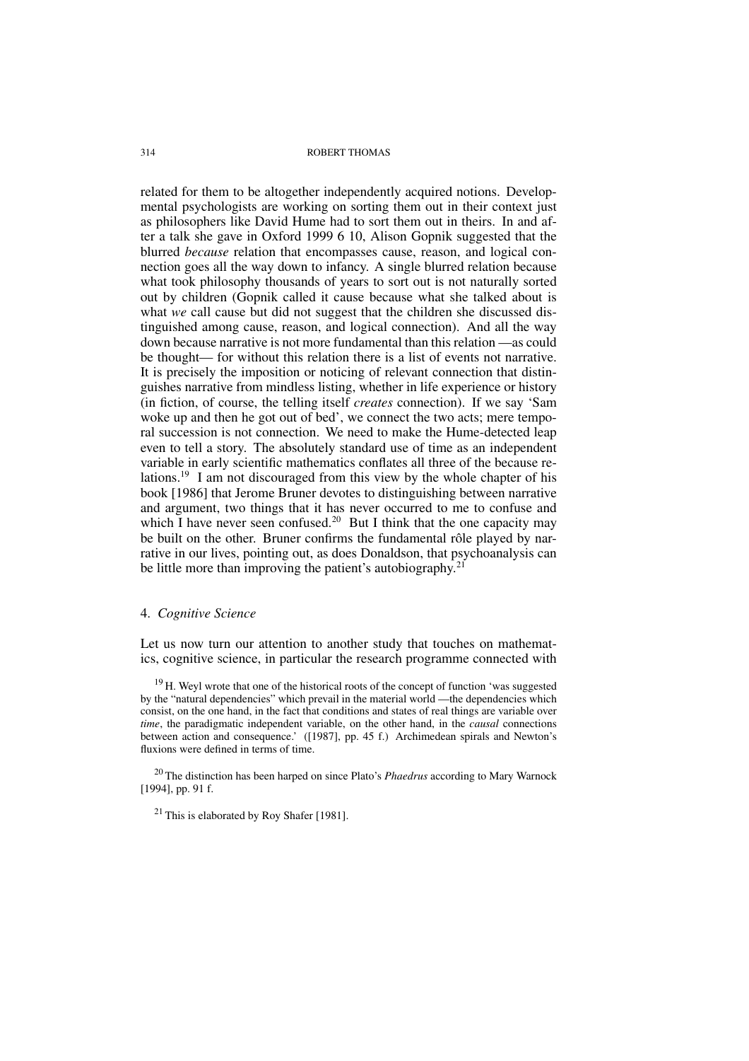related for them to be altogether independently acquired notions. Developmental psychologists are working on sorting them out in their context just as philosophers like David Hume had to sort them out in theirs. In and after a talk she gave in Oxford 1999 6 10, Alison Gopnik suggested that the blurred *because* relation that encompasses cause, reason, and logical connection goes all the way down to infancy. A single blurred relation because what took philosophy thousands of years to sort out is not naturally sorted out by children (Gopnik called it cause because what she talked about is what *we* call cause but did not suggest that the children she discussed distinguished among cause, reason, and logical connection). And all the way down because narrative is not more fundamental than this relation —as could be thought— for without this relation there is a list of events not narrative. It is precisely the imposition or noticing of relevant connection that distinguishes narrative from mindless listing, whether in life experience or history (in fiction, of course, the telling itself *creates* connection). If we say 'Sam woke up and then he got out of bed', we connect the two acts; mere temporal succession is not connection. We need to make the Hume-detected leap even to tell a story. The absolutely standard use of time as an independent variable in early scientific mathematics conflates all three of the because relations.[19] I am not discouraged from this view by the whole chapter of his book [1986] that Jerome Bruner devotes to distinguishing between narrative and argument, two things that it has never occurred to me to confuse and which I have never seen confused.[20] But I think that the one capacity may be built on the other. Bruner confirms the fundamental rôle played by narrative in our lives, pointing out, as does Donaldson, that psychoanalysis can be little more than improving the patient's autobiography.[21]

## 4. *Cognitive Science*

Let us now turn our attention to another study that touches on mathematics, cognitive science, in particular the research programme connected with

[19] H. Weyl wrote that one of the historical roots of the concept of function 'was suggested by the "natural dependencies" which prevail in the material world —the dependencies which consist, on the one hand, in the fact that conditions and states of real things are variable over *time*, the paradigmatic independent variable, on the other hand, in the *causal* connections between action and consequence.' ([1987], pp. 45 f.) Archimedean spirals and Newton's fluxions were defined in terms of time.

[20] The distinction has been harped on since Plato's *Phaedrus* according to Mary Warnock [1994], pp. 91 f.

[21] This is elaborated by Roy Shafer [1981].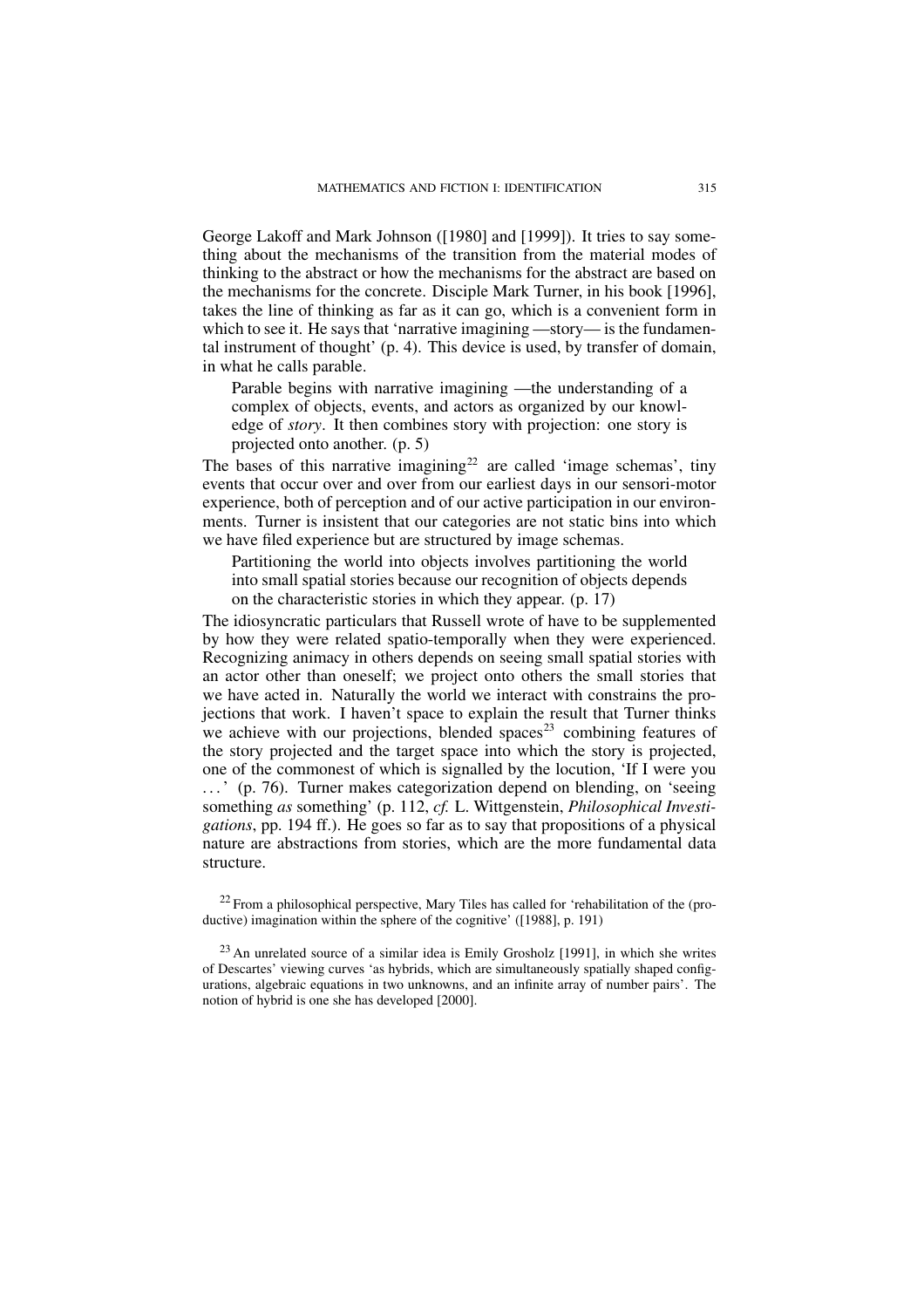George Lakoff and Mark Johnson ([1980] and [1999]). It tries to say something about the mechanisms of the transition from the material modes of thinking to the abstract or how the mechanisms for the abstract are based on the mechanisms for the concrete. Disciple Mark Turner, in his book [1996], takes the line of thinking as far as it can go, which is a convenient form in which to see it. He says that 'narrative imagining —story— is the fundamental instrument of thought' (p. 4). This device is used, by transfer of domain, in what he calls parable.

> Parable begins with narrative imagining —the understanding of a complex of objects, events, and actors as organized by our knowledge of *story*. It then combines story with projection: one story is projected onto another. (p. 5)

The bases of this narrative imagining[22] are called 'image schemas', tiny events that occur over and over from our earliest days in our sensori-motor experience, both of perception and of our active participation in our environments. Turner is insistent that our categories are not static bins into which we have filed experience but are structured by image schemas.

> Partitioning the world into objects involves partitioning the world into small spatial stories because our recognition of objects depends on the characteristic stories in which they appear. (p. 17)

The idiosyncratic particulars that Russell wrote of have to be supplemented by how they were related spatio-temporally when they were experienced. Recognizing animacy in others depends on seeing small spatial stories with an actor other than oneself; we project onto others the small stories that we have acted in. Naturally the world we interact with constrains the projections that work. I haven't space to explain the result that Turner thinks we achieve with our projections, blended spaces[23] combining features of the story projected and the target space into which the story is projected, one of the commonest of which is signalled by the locution, 'If I were you ...' (p. 76). Turner makes categorization depend on blending, on 'seeing something *as* something' (p. 112, *cf.* L. Wittgenstein, *Philosophical Investigations*, pp. 194 ff.). He goes so far as to say that propositions of a physical nature are abstractions from stories, which are the more fundamental data structure.

[22] From a philosophical perspective, Mary Tiles has called for 'rehabilitation of the (productive) imagination within the sphere of the cognitive' ([1988], p. 191)

[23] An unrelated source of a similar idea is Emily Grosholz [1991], in which she writes of Descartes' viewing curves 'as hybrids, which are simultaneously spatially shaped configurations, algebraic equations in two unknowns, and an infinite array of number pairs'. The notion of hybrid is one she has developed [2000].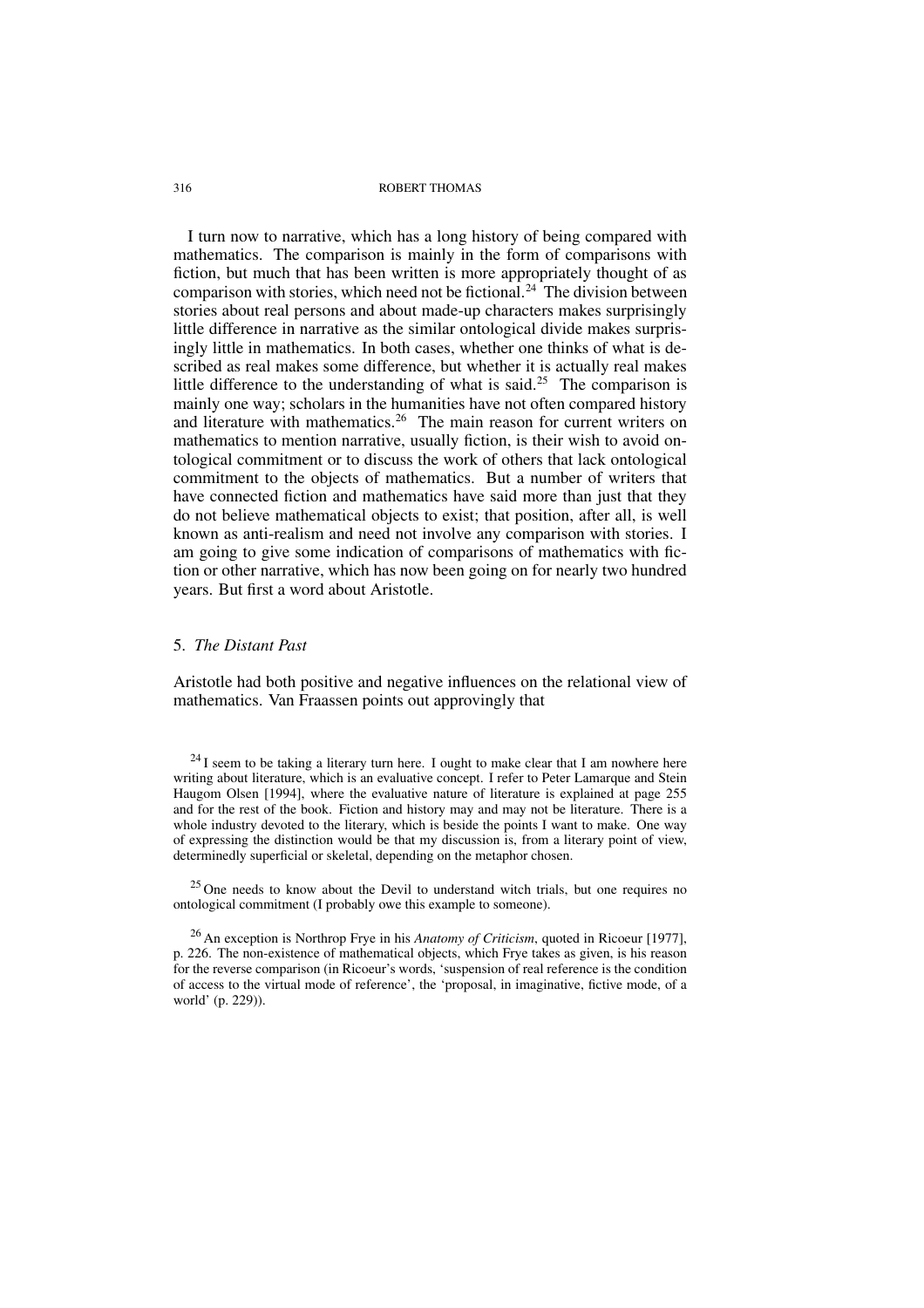I turn now to narrative, which has a long history of being compared with mathematics. The comparison is mainly in the form of comparisons with fiction, but much that has been written is more appropriately thought of as comparison with stories, which need not be fictional.[24] The division between stories about real persons and about made-up characters makes surprisingly little difference in narrative as the similar ontological divide makes surprisingly little in mathematics. In both cases, whether one thinks of what is described as real makes some difference, but whether it is actually real makes little difference to the understanding of what is said.[25] The comparison is mainly one way; scholars in the humanities have not often compared history and literature with mathematics.[26] The main reason for current writers on mathematics to mention narrative, usually fiction, is their wish to avoid ontological commitment or to discuss the work of others that lack ontological commitment to the objects of mathematics. But a number of writers that have connected fiction and mathematics have said more than just that they do not believe mathematical objects to exist; that position, after all, is well known as anti-realism and need not involve any comparison with stories. I am going to give some indication of comparisons of mathematics with fiction or other narrative, which has now been going on for nearly two hundred years. But first a word about Aristotle.

## 5. *The Distant Past*

Aristotle had both positive and negative influences on the relational view of mathematics. Van Fraassen points out approvingly that

[24] I seem to be taking a literary turn here. I ought to make clear that I am nowhere here writing about literature, which is an evaluative concept. I refer to Peter Lamarque and Stein Haugom Olsen [1994], where the evaluative nature of literature is explained at page 255 and for the rest of the book. Fiction and history may and may not be literature. There is a whole industry devoted to the literary, which is beside the points I want to make. One way of expressing the distinction would be that my discussion is, from a literary point of view, determinedly superficial or skeletal, depending on the metaphor chosen.

[25] One needs to know about the Devil to understand witch trials, but one requires no ontological commitment (I probably owe this example to someone).

[26] An exception is Northrop Frye in his *Anatomy of Criticism*, quoted in Ricoeur [1977], p. 226. The non-existence of mathematical objects, which Frye takes as given, is his reason for the reverse comparison (in Ricoeur's words, 'suspension of real reference is the condition of access to the virtual mode of reference', the 'proposal, in imaginative, fictive mode, of a world' (p. 229)).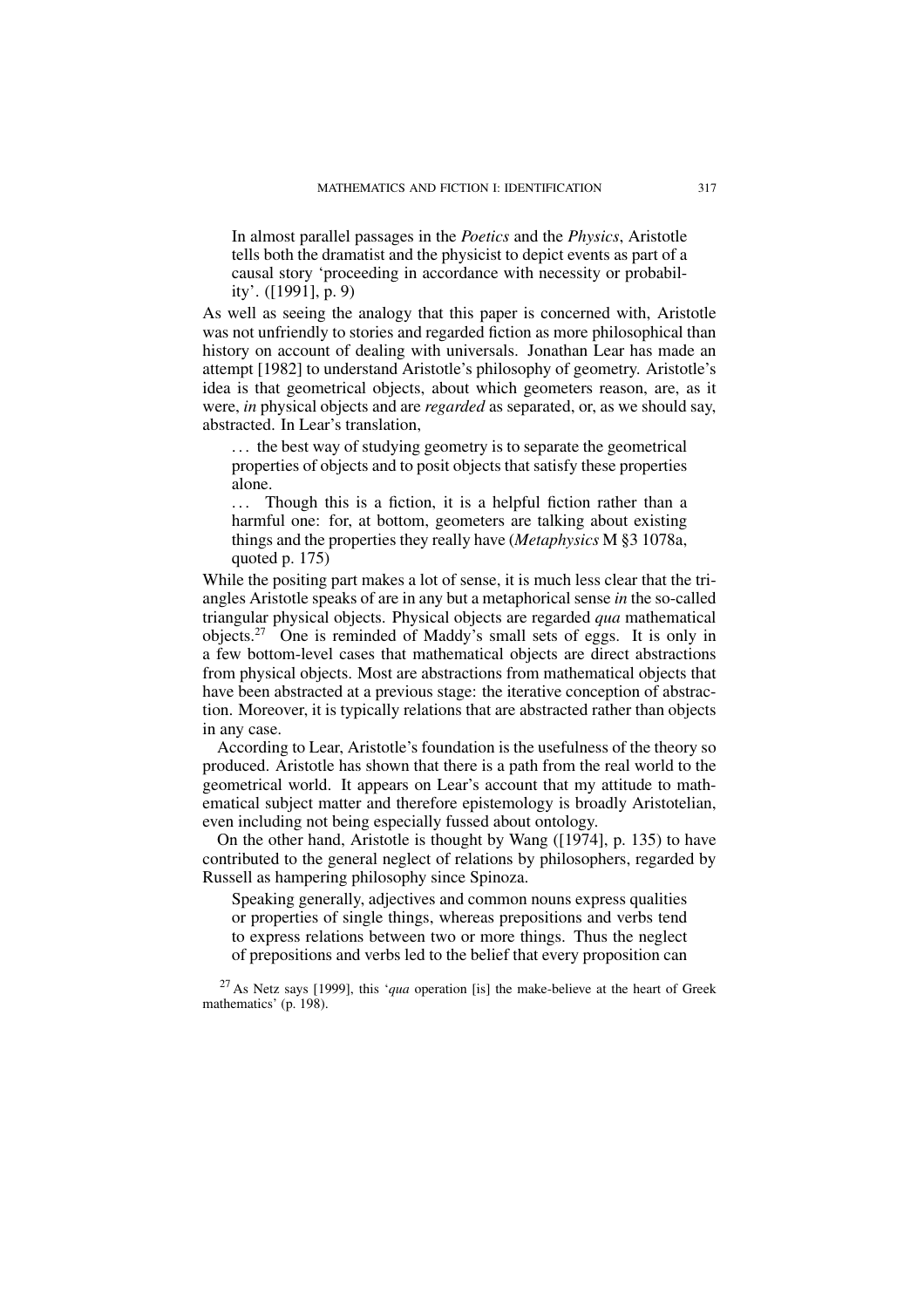> In almost parallel passages in the *Poetics* and the *Physics*, Aristotle tells both the dramatist and the physicist to depict events as part of a causal story 'proceeding in accordance with necessity or probability'. ([1991], p. 9)

As well as seeing the analogy that this paper is concerned with, Aristotle was not unfriendly to stories and regarded fiction as more philosophical than history on account of dealing with universals. Jonathan Lear has made an attempt [1982] to understand Aristotle's philosophy of geometry. Aristotle's idea is that geometrical objects, about which geometers reason, are, as it were, *in* physical objects and are *regarded* as separated, or, as we should say, abstracted. In Lear's translation,

> ... the best way of studying geometry is to separate the geometrical properties of objects and to posit objects that satisfy these properties alone.
>
> ... Though this is a fiction, it is a helpful fiction rather than a harmful one: for, at bottom, geometers are talking about existing things and the properties they really have (*Metaphysics* M §3 1078a, quoted p. 175)

While the positing part makes a lot of sense, it is much less clear that the triangles Aristotle speaks of are in any but a metaphorical sense *in* the so-called triangular physical objects. Physical objects are regarded *qua* mathematical objects.[27] One is reminded of Maddy's small sets of eggs. It is only in a few bottom-level cases that mathematical objects are direct abstractions from physical objects. Most are abstractions from mathematical objects that have been abstracted at a previous stage: the iterative conception of abstraction. Moreover, it is typically relations that are abstracted rather than objects in any case.

According to Lear, Aristotle's foundation is the usefulness of the theory so produced. Aristotle has shown that there is a path from the real world to the geometrical world. It appears on Lear's account that my attitude to mathematical subject matter and therefore epistemology is broadly Aristotelian, even including not being especially fussed about ontology.

On the other hand, Aristotle is thought by Wang ([1974], p. 135) to have contributed to the general neglect of relations by philosophers, regarded by Russell as hampering philosophy since Spinoza.

> Speaking generally, adjectives and common nouns express qualities or properties of single things, whereas prepositions and verbs tend to express relations between two or more things. Thus the neglect of prepositions and verbs led to the belief that every proposition can

[27] As Netz says [1999], this '*qua* operation [is] the make-believe at the heart of Greek mathematics' (p. 198).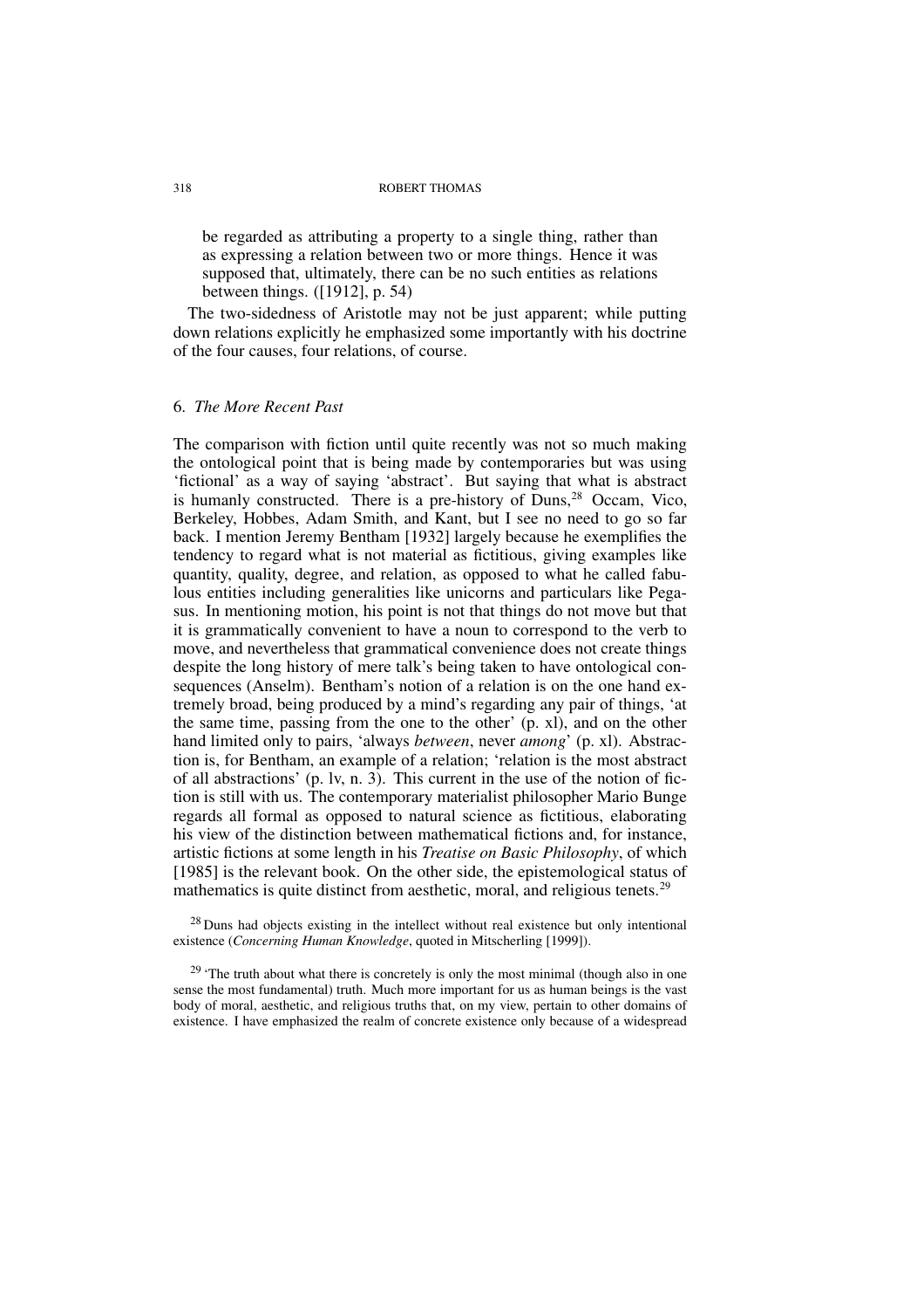be regarded as attributing a property to a single thing, rather than as expressing a relation between two or more things. Hence it was supposed that, ultimately, there can be no such entities as relations between things. ([1912], p. 54)

The two-sidedness of Aristotle may not be just apparent; while putting down relations explicitly he emphasized some importantly with his doctrine of the four causes, four relations, of course.

## 6. *The More Recent Past*

The comparison with fiction until quite recently was not so much making the ontological point that is being made by contemporaries but was using 'fictional' as a way of saying 'abstract'. But saying that what is abstract is humanly constructed. There is a pre-history of Duns,[28] Occam, Vico, Berkeley, Hobbes, Adam Smith, and Kant, but I see no need to go so far back. I mention Jeremy Bentham [1932] largely because he exemplifies the tendency to regard what is not material as fictitious, giving examples like quantity, quality, degree, and relation, as opposed to what he called fabulous entities including generalities like unicorns and particulars like Pegasus. In mentioning motion, his point is not that things do not move but that it is grammatically convenient to have a noun to correspond to the verb to move, and nevertheless that grammatical convenience does not create things despite the long history of mere talk's being taken to have ontological consequences (Anselm). Bentham's notion of a relation is on the one hand extremely broad, being produced by a mind's regarding any pair of things, 'at the same time, passing from the one to the other' (p. xl), and on the other hand limited only to pairs, 'always *between*, never *among*' (p. xl). Abstraction is, for Bentham, an example of a relation; 'relation is the most abstract of all abstractions' (p. lv, n. 3). This current in the use of the notion of fiction is still with us. The contemporary materialist philosopher Mario Bunge regards all formal as opposed to natural science as fictitious, elaborating his view of the distinction between mathematical fictions and, for instance, artistic fictions at some length in his *Treatise on Basic Philosophy*, of which [1985] is the relevant book. On the other side, the epistemological status of mathematics is quite distinct from aesthetic, moral, and religious tenets.[29]

[28] Duns had objects existing in the intellect without real existence but only intentional existence (*Concerning Human Knowledge*, quoted in Mitscherling [1999]).

[29] 'The truth about what there is concretely is only the most minimal (though also in one sense the most fundamental) truth. Much more important for us as human beings is the vast body of moral, aesthetic, and religious truths that, on my view, pertain to other domains of existence. I have emphasized the realm of concrete existence only because of a widespread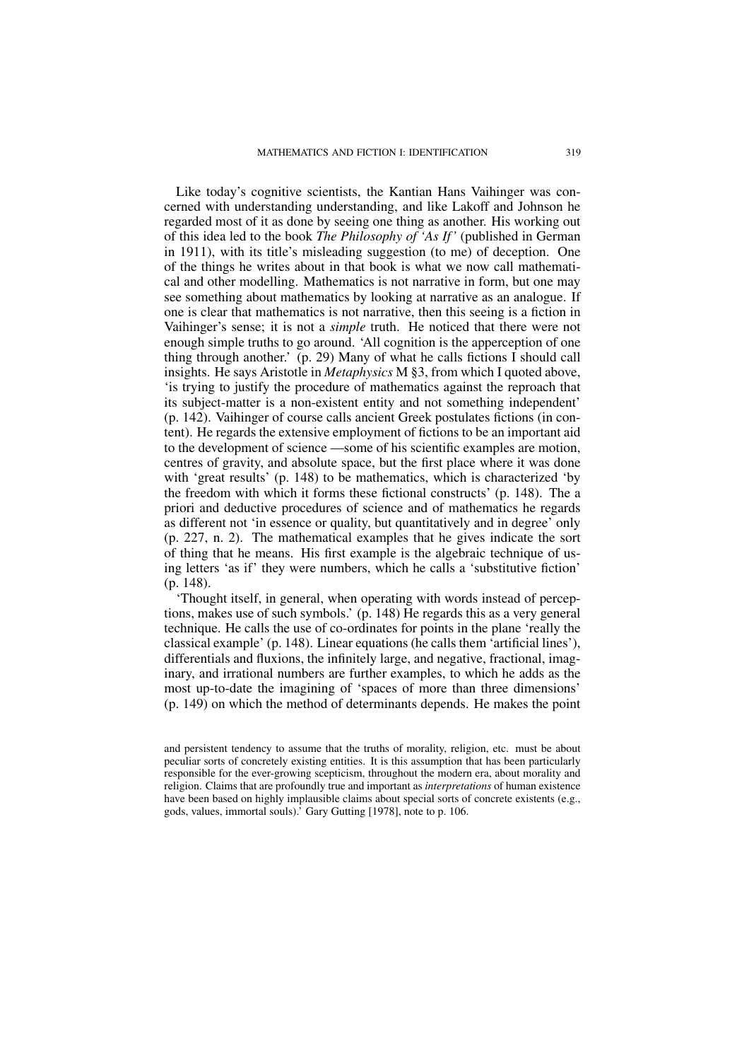Like today's cognitive scientists, the Kantian Hans Vaihinger was concerned with understanding understanding, and like Lakoff and Johnson he regarded most of it as done by seeing one thing as another. His working out of this idea led to the book *The Philosophy of 'As If'* (published in German in 1911), with its title's misleading suggestion (to me) of deception. One of the things he writes about in that book is what we now call mathematical and other modelling. Mathematics is not narrative in form, but one may see something about mathematics by looking at narrative as an analogue. If one is clear that mathematics is not narrative, then this seeing is a fiction in Vaihinger's sense; it is not a *simple* truth. He noticed that there were not enough simple truths to go around. 'All cognition is the apperception of one thing through another.' (p. 29) Many of what he calls fictions I should call insights. He says Aristotle in *Metaphysics* M §3, from which I quoted above, 'is trying to justify the procedure of mathematics against the reproach that its subject-matter is a non-existent entity and not something independent' (p. 142). Vaihinger of course calls ancient Greek postulates fictions (in content). He regards the extensive employment of fictions to be an important aid to the development of science —some of his scientific examples are motion, centres of gravity, and absolute space, but the first place where it was done with 'great results' (p. 148) to be mathematics, which is characterized 'by the freedom with which it forms these fictional constructs' (p. 148). The a priori and deductive procedures of science and of mathematics he regards as different not 'in essence or quality, but quantitatively and in degree' only (p. 227, n. 2). The mathematical examples that he gives indicate the sort of thing that he means. His first example is the algebraic technique of using letters 'as if' they were numbers, which he calls a 'substitutive fiction' (p. 148).

'Thought itself, in general, when operating with words instead of perceptions, makes use of such symbols.' (p. 148) He regards this as a very general technique. He calls the use of co-ordinates for points in the plane 'really the classical example' (p. 148). Linear equations (he calls them 'artificial lines'), differentials and fluxions, the infinitely large, and negative, fractional, imaginary, and irrational numbers are further examples, to which he adds as the most up-to-date the imagining of 'spaces of more than three dimensions' (p. 149) on which the method of determinants depends. He makes the point

and persistent tendency to assume that the truths of morality, religion, etc. must be about peculiar sorts of concretely existing entities. It is this assumption that has been particularly responsible for the ever-growing scepticism, throughout the modern era, about morality and religion. Claims that are profoundly true and important as *interpretations* of human existence have been based on highly implausible claims about special sorts of concrete existents (e.g., gods, values, immortal souls).' Gary Gutting [1978], note to p. 106.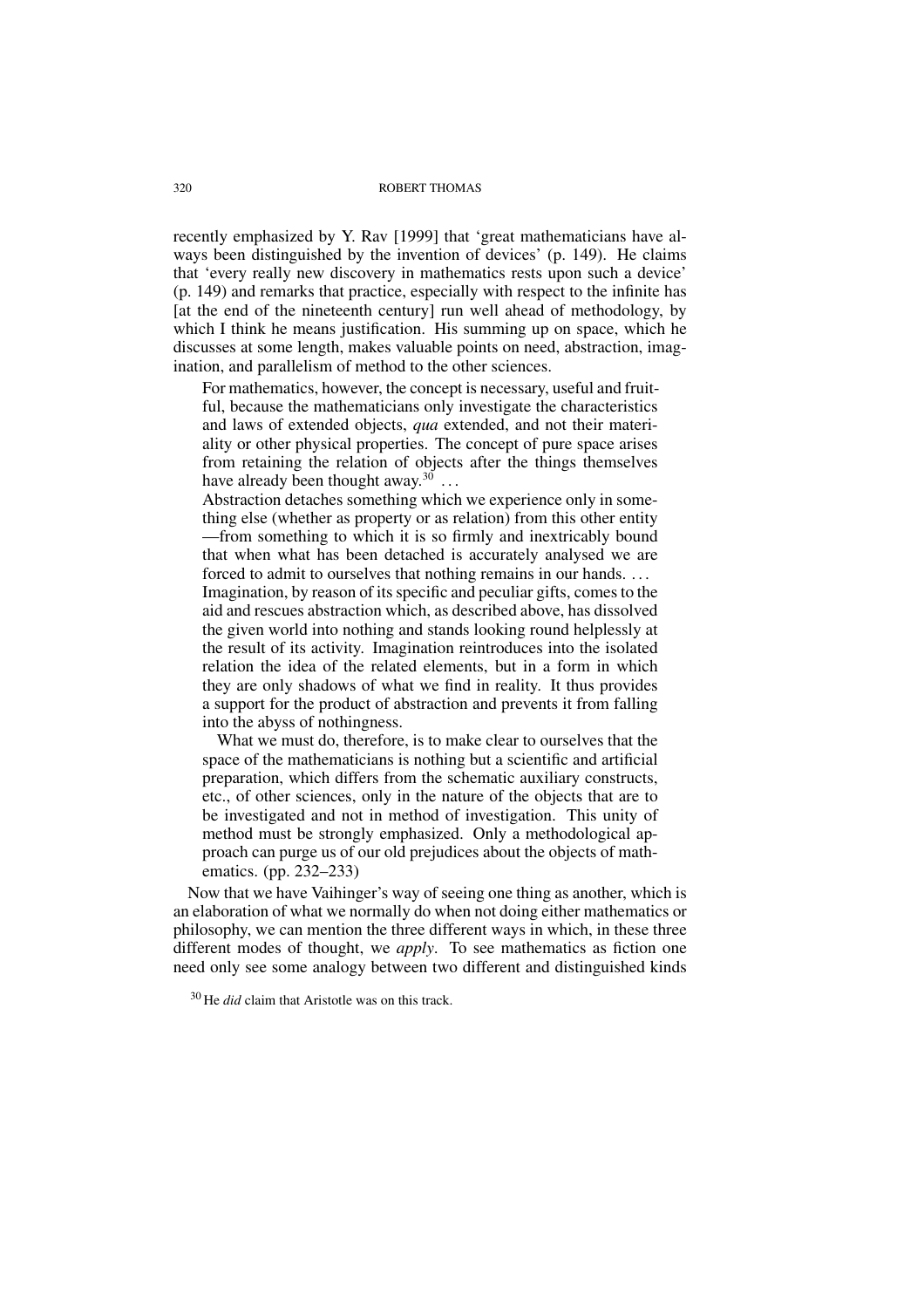recently emphasized by Y. Rav [1999] that 'great mathematicians have always been distinguished by the invention of devices' (p. 149). He claims that 'every really new discovery in mathematics rests upon such a device' (p. 149) and remarks that practice, especially with respect to the infinite has [at the end of the nineteenth century] run well ahead of methodology, by which I think he means justification. His summing up on space, which he discusses at some length, makes valuable points on need, abstraction, imagination, and parallelism of method to the other sciences.

> For mathematics, however, the concept is necessary, useful and fruitful, because the mathematicians only investigate the characteristics and laws of extended objects, *qua* extended, and not their materiality or other physical properties. The concept of pure space arises from retaining the relation of objects after the things themselves have already been thought away.[30] ...
>
> Abstraction detaches something which we experience only in something else (whether as property or as relation) from this other entity —from something to which it is so firmly and inextricably bound that when what has been detached is accurately analysed we are forced to admit to ourselves that nothing remains in our hands. ...
>
> Imagination, by reason of its specific and peculiar gifts, comes to the aid and rescues abstraction which, as described above, has dissolved the given world into nothing and stands looking round helplessly at the result of its activity. Imagination reintroduces into the isolated relation the idea of the related elements, but in a form in which they are only shadows of what we find in reality. It thus provides a support for the product of abstraction and prevents it from falling into the abyss of nothingness.
>
> What we must do, therefore, is to make clear to ourselves that the space of the mathematicians is nothing but a scientific and artificial preparation, which differs from the schematic auxiliary constructs, etc., of other sciences, only in the nature of the objects that are to be investigated and not in method of investigation. This unity of method must be strongly emphasized. Only a methodological approach can purge us of our old prejudices about the objects of mathematics. (pp. 232–233)

Now that we have Vaihinger's way of seeing one thing as another, which is an elaboration of what we normally do when not doing either mathematics or philosophy, we can mention the three different ways in which, in these three different modes of thought, we *apply*. To see mathematics as fiction one need only see some analogy between two different and distinguished kinds

[30] He *did* claim that Aristotle was on this track.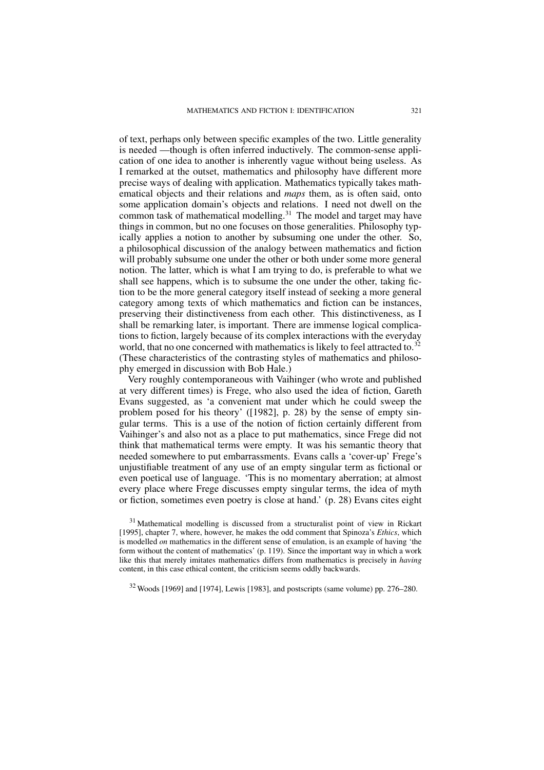of text, perhaps only between specific examples of the two. Little generality is needed —though is often inferred inductively. The common-sense application of one idea to another is inherently vague without being useless. As I remarked at the outset, mathematics and philosophy have different more precise ways of dealing with application. Mathematics typically takes mathematical objects and their relations and *maps* them, as is often said, onto some application domain's objects and relations. I need not dwell on the common task of mathematical modelling.[31] The model and target may have things in common, but no one focuses on those generalities. Philosophy typically applies a notion to another by subsuming one under the other. So, a philosophical discussion of the analogy between mathematics and fiction will probably subsume one under the other or both under some more general notion. The latter, which is what I am trying to do, is preferable to what we shall see happens, which is to subsume the one under the other, taking fiction to be the more general category itself instead of seeking a more general category among texts of which mathematics and fiction can be instances, preserving their distinctiveness from each other. This distinctiveness, as I shall be remarking later, is important. There are immense logical complications to fiction, largely because of its complex interactions with the everyday world, that no one concerned with mathematics is likely to feel attracted to.[32] (These characteristics of the contrasting styles of mathematics and philosophy emerged in discussion with Bob Hale.)

Very roughly contemporaneous with Vaihinger (who wrote and published at very different times) is Frege, who also used the idea of fiction, Gareth Evans suggested, as 'a convenient mat under which he could sweep the problem posed for his theory' ([1982], p. 28) by the sense of empty singular terms. This is a use of the notion of fiction certainly different from Vaihinger's and also not as a place to put mathematics, since Frege did not think that mathematical terms were empty. It was his semantic theory that needed somewhere to put embarrassments. Evans calls a 'cover-up' Frege's unjustifiable treatment of any use of an empty singular term as fictional or even poetical use of language. 'This is no momentary aberration; at almost every place where Frege discusses empty singular terms, the idea of myth or fiction, sometimes even poetry is close at hand.' (p. 28) Evans cites eight

[31] Mathematical modelling is discussed from a structuralist point of view in Rickart [1995], chapter 7, where, however, he makes the odd comment that Spinoza's *Ethics*, which is modelled *on* mathematics in the different sense of emulation, is an example of having 'the form without the content of mathematics' (p. 119). Since the important way in which a work like this that merely imitates mathematics differs from mathematics is precisely in *having* content, in this case ethical content, the criticism seems oddly backwards.

[32] Woods [1969] and [1974], Lewis [1983], and postscripts (same volume) pp. 276–280.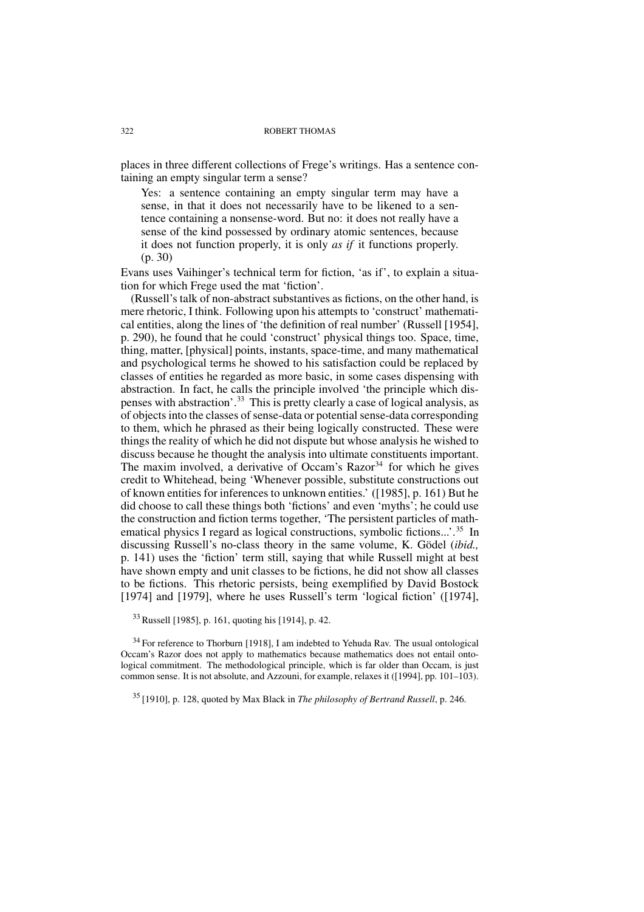places in three different collections of Frege's writings. Has a sentence containing an empty singular term a sense?

> Yes: a sentence containing an empty singular term may have a sense, in that it does not necessarily have to be likened to a sentence containing a nonsense-word. But no: it does not really have a sense of the kind possessed by ordinary atomic sentences, because it does not function properly, it is only *as if* it functions properly. (p. 30)

Evans uses Vaihinger's technical term for fiction, 'as if', to explain a situation for which Frege used the mat 'fiction'.

(Russell's talk of non-abstract substantives as fictions, on the other hand, is mere rhetoric, I think. Following upon his attempts to 'construct' mathematical entities, along the lines of 'the definition of real number' (Russell [1954], p. 290), he found that he could 'construct' physical things too. Space, time, thing, matter, [physical] points, instants, space-time, and many mathematical and psychological terms he showed to his satisfaction could be replaced by classes of entities he regarded as more basic, in some cases dispensing with abstraction. In fact, he calls the principle involved 'the principle which dispenses with abstraction'.[33] This is pretty clearly a case of logical analysis, as of objects into the classes of sense-data or potential sense-data corresponding to them, which he phrased as their being logically constructed. These were things the reality of which he did not dispute but whose analysis he wished to discuss because he thought the analysis into ultimate constituents important. The maxim involved, a derivative of Occam's Razor[34] for which he gives credit to Whitehead, being 'Whenever possible, substitute constructions out of known entities for inferences to unknown entities.' ([1985], p. 161) But he did choose to call these things both 'fictions' and even 'myths'; he could use the construction and fiction terms together, 'The persistent particles of mathematical physics I regard as logical constructions, symbolic fictions...'.[35] In discussing Russell's no-class theory in the same volume, K. Gödel (*ibid.,* p. 141) uses the 'fiction' term still, saying that while Russell might at best have shown empty and unit classes to be fictions, he did not show all classes to be fictions. This rhetoric persists, being exemplified by David Bostock [1974] and [1979], where he uses Russell's term 'logical fiction' ([1974],

[33] Russell [1985], p. 161, quoting his [1914], p. 42.

[34] For reference to Thorburn [1918], I am indebted to Yehuda Rav. The usual ontological Occam's Razor does not apply to mathematics because mathematics does not entail ontological commitment. The methodological principle, which is far older than Occam, is just common sense. It is not absolute, and Azzouni, for example, relaxes it ([1994], pp. 101–103).

[35] [1910], p. 128, quoted by Max Black in *The philosophy of Bertrand Russell*, p. 246.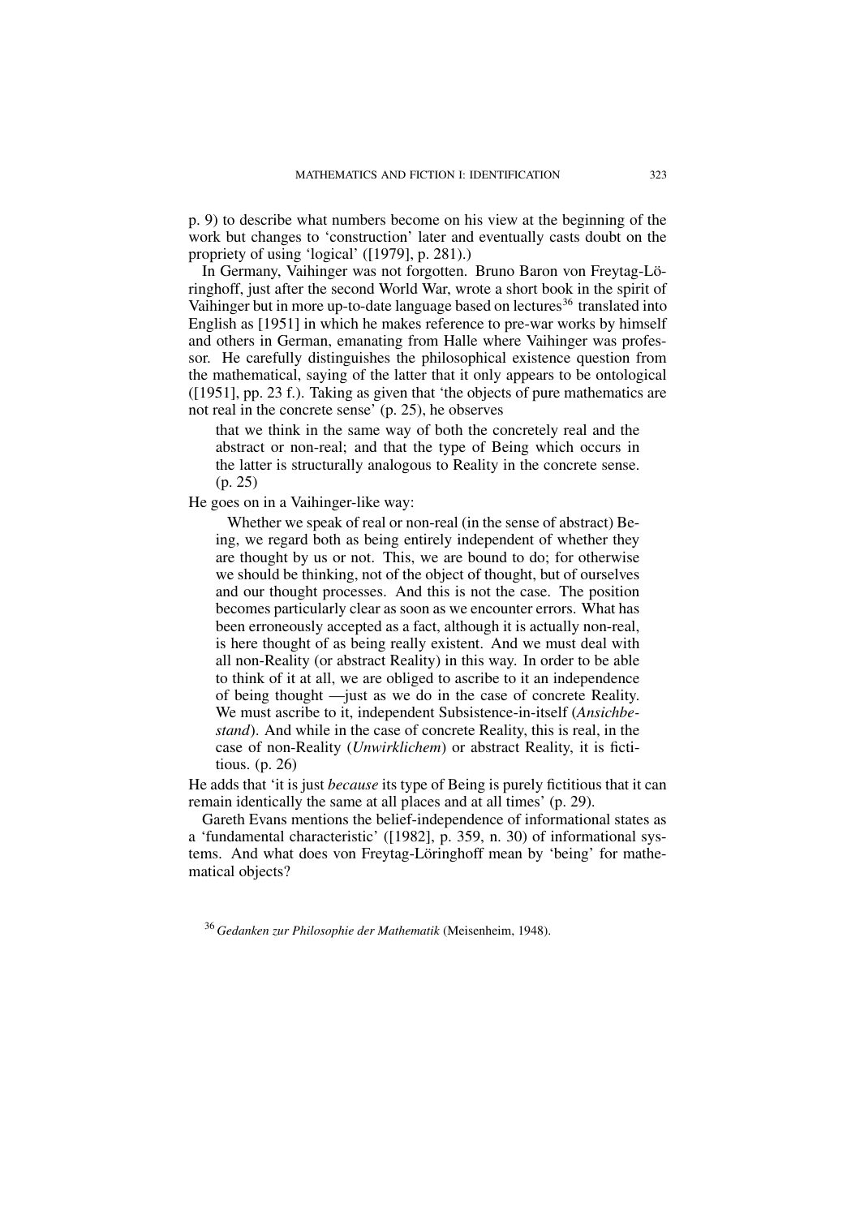p. 9) to describe what numbers become on his view at the beginning of the work but changes to 'construction' later and eventually casts doubt on the propriety of using 'logical' ([1979], p. 281).)

In Germany, Vaihinger was not forgotten. Bruno Baron von Freytag-Löringhoff, just after the second World War, wrote a short book in the spirit of Vaihinger but in more up-to-date language based on lectures[36] translated into English as [1951] in which he makes reference to pre-war works by himself and others in German, emanating from Halle where Vaihinger was professor. He carefully distinguishes the philosophical existence question from the mathematical, saying of the latter that it only appears to be ontological ([1951], pp. 23 f.). Taking as given that 'the objects of pure mathematics are not real in the concrete sense' (p. 25), he observes

> that we think in the same way of both the concretely real and the abstract or non-real; and that the type of Being which occurs in the latter is structurally analogous to Reality in the concrete sense. (p. 25)

He goes on in a Vaihinger-like way:

> Whether we speak of real or non-real (in the sense of abstract) Being, we regard both as being entirely independent of whether they are thought by us or not. This, we are bound to do; for otherwise we should be thinking, not of the object of thought, but of ourselves and our thought processes. And this is not the case. The position becomes particularly clear as soon as we encounter errors. What has been erroneously accepted as a fact, although it is actually non-real, is here thought of as being really existent. And we must deal with all non-Reality (or abstract Reality) in this way. In order to be able to think of it at all, we are obliged to ascribe to it an independence of being thought —just as we do in the case of concrete Reality. We must ascribe to it, independent Subsistence-in-itself (*Ansichbestand*). And while in the case of concrete Reality, this is real, in the case of non-Reality (*Unwirklichem*) or abstract Reality, it is fictitious. (p. 26)

He adds that 'it is just *because* its type of Being is purely fictitious that it can remain identically the same at all places and at all times' (p. 29).

Gareth Evans mentions the belief-independence of informational states as a 'fundamental characteristic' ([1982], p. 359, n. 30) of informational systems. And what does von Freytag-Löringhoff mean by 'being' for mathematical objects?

---

[36] *Gedanken zur Philosophie der Mathematik* (Meisenheim, 1948).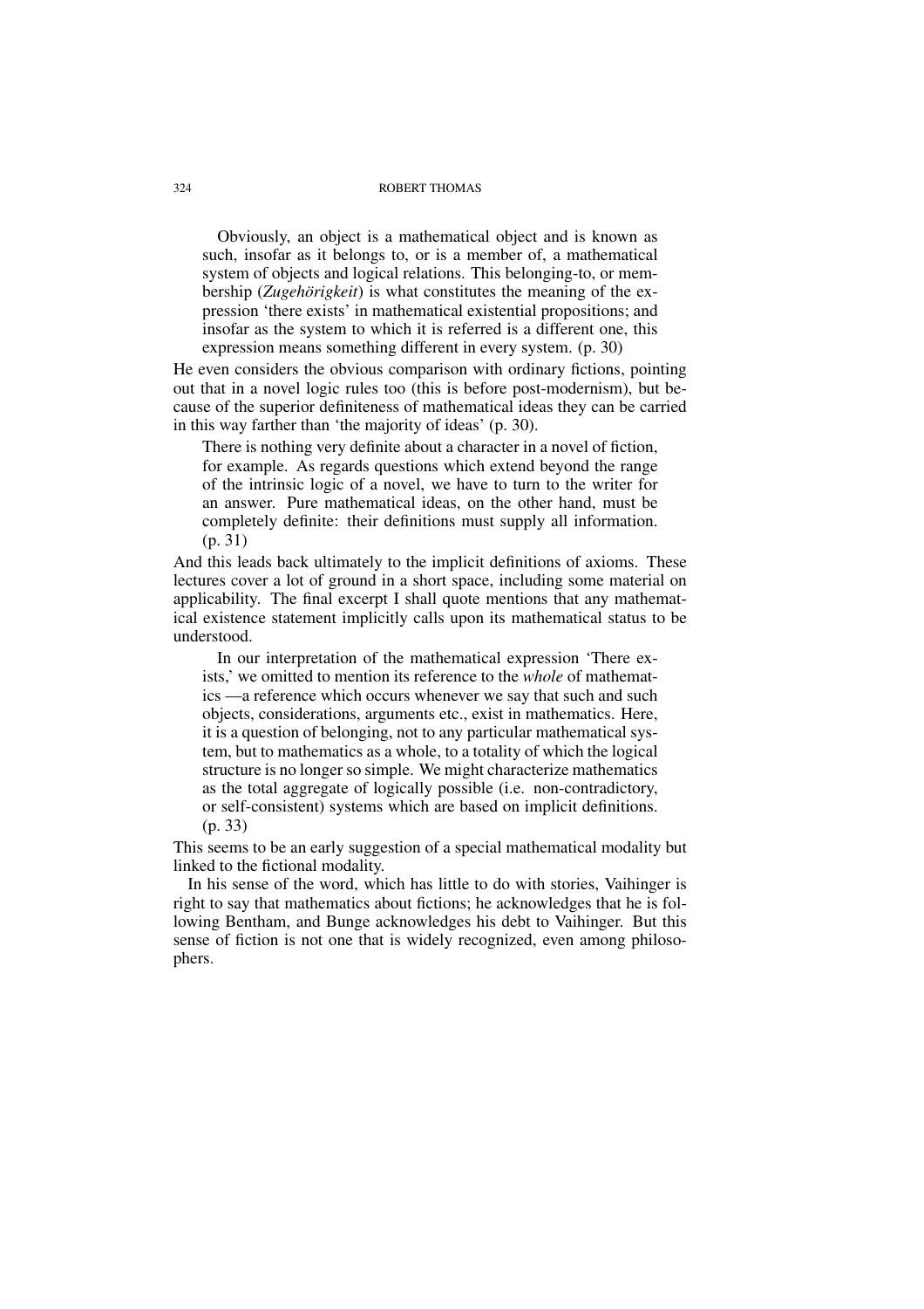> Obviously, an object is a mathematical object and is known as such, insofar as it belongs to, or is a member of, a mathematical system of objects and logical relations. This belonging-to, or membership (*Zugehörigkeit*) is what constitutes the meaning of the expression 'there exists' in mathematical existential propositions; and insofar as the system to which it is referred is a different one, this expression means something different in every system. (p. 30)

He even considers the obvious comparison with ordinary fictions, pointing out that in a novel logic rules too (this is before post-modernism), but because of the superior definiteness of mathematical ideas they can be carried in this way farther than 'the majority of ideas' (p. 30).

> There is nothing very definite about a character in a novel of fiction, for example. As regards questions which extend beyond the range of the intrinsic logic of a novel, we have to turn to the writer for an answer. Pure mathematical ideas, on the other hand, must be completely definite: their definitions must supply all information. (p. 31)

And this leads back ultimately to the implicit definitions of axioms. These lectures cover a lot of ground in a short space, including some material on applicability. The final excerpt I shall quote mentions that any mathematical existence statement implicitly calls upon its mathematical status to be understood.

> In our interpretation of the mathematical expression 'There exists,' we omitted to mention its reference to the *whole* of mathematics —a reference which occurs whenever we say that such and such objects, considerations, arguments etc., exist in mathematics. Here, it is a question of belonging, not to any particular mathematical system, but to mathematics as a whole, to a totality of which the logical structure is no longer so simple. We might characterize mathematics as the total aggregate of logically possible (i.e. non-contradictory, or self-consistent) systems which are based on implicit definitions. (p. 33)

This seems to be an early suggestion of a special mathematical modality but linked to the fictional modality.

In his sense of the word, which has little to do with stories, Vaihinger is right to say that mathematics about fictions; he acknowledges that he is following Bentham, and Bunge acknowledges his debt to Vaihinger. But this sense of fiction is not one that is widely recognized, even among philosophers.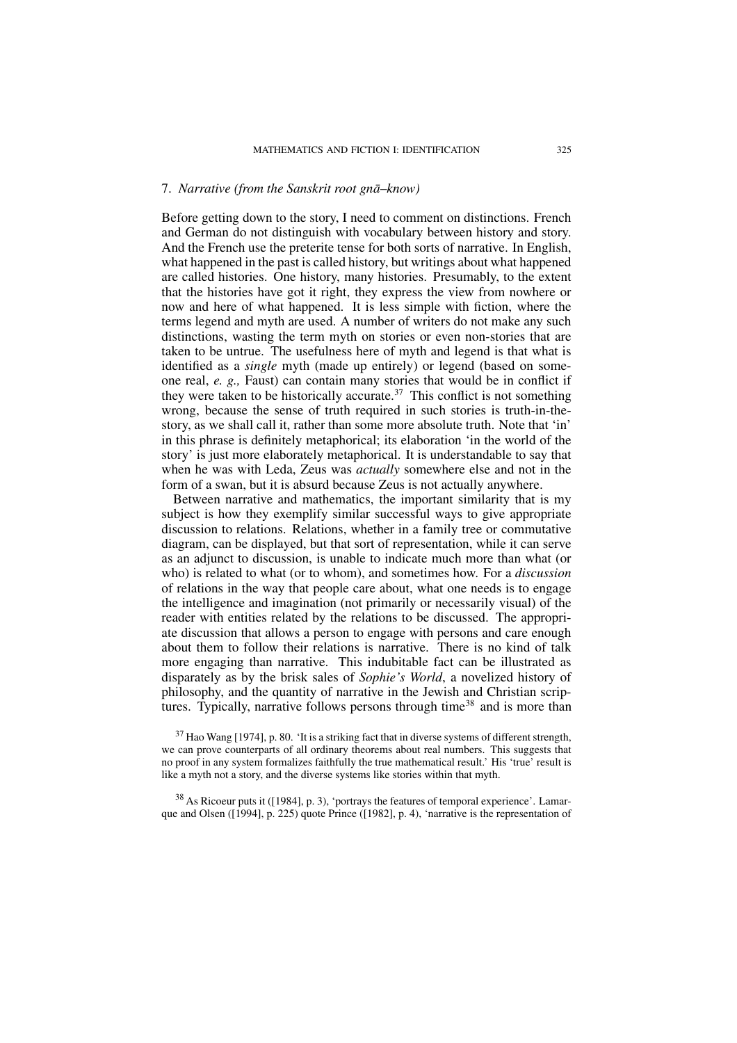## 7. *Narrative (from the Sanskrit root gnā–know)*

Before getting down to the story, I need to comment on distinctions. French and German do not distinguish with vocabulary between history and story. And the French use the preterite tense for both sorts of narrative. In English, what happened in the past is called history, but writings about what happened are called histories. One history, many histories. Presumably, to the extent that the histories have got it right, they express the view from nowhere or now and here of what happened. It is less simple with fiction, where the terms legend and myth are used. A number of writers do not make any such distinctions, wasting the term myth on stories or even non-stories that are taken to be untrue. The usefulness here of myth and legend is that what is identified as a *single* myth (made up entirely) or legend (based on someone real, *e. g.,* Faust) can contain many stories that would be in conflict if they were taken to be historically accurate.[37] This conflict is not something wrong, because the sense of truth required in such stories is truth-in-the-story, as we shall call it, rather than some more absolute truth. Note that 'in' in this phrase is definitely metaphorical; its elaboration 'in the world of the story' is just more elaborately metaphorical. It is understandable to say that when he was with Leda, Zeus was *actually* somewhere else and not in the form of a swan, but it is absurd because Zeus is not actually anywhere.

Between narrative and mathematics, the important similarity that is my subject is how they exemplify similar successful ways to give appropriate discussion to relations. Relations, whether in a family tree or commutative diagram, can be displayed, but that sort of representation, while it can serve as an adjunct to discussion, is unable to indicate much more than what (or who) is related to what (or to whom), and sometimes how. For a *discussion* of relations in the way that people care about, what one needs is to engage the intelligence and imagination (not primarily or necessarily visual) of the reader with entities related by the relations to be discussed. The appropriate discussion that allows a person to engage with persons and care enough about them to follow their relations is narrative. There is no kind of talk more engaging than narrative. This indubitable fact can be illustrated as disparately as by the brisk sales of *Sophie's World*, a novelized history of philosophy, and the quantity of narrative in the Jewish and Christian scriptures. Typically, narrative follows persons through time[38] and is more than

[37] Hao Wang [1974], p. 80. 'It is a striking fact that in diverse systems of different strength, we can prove counterparts of all ordinary theorems about real numbers. This suggests that no proof in any system formalizes faithfully the true mathematical result.' His 'true' result is like a myth not a story, and the diverse systems like stories within that myth.

[38] As Ricoeur puts it ([1984], p. 3), 'portrays the features of temporal experience'. Lamarque and Olsen ([1994], p. 225) quote Prince ([1982], p. 4), 'narrative is the representation of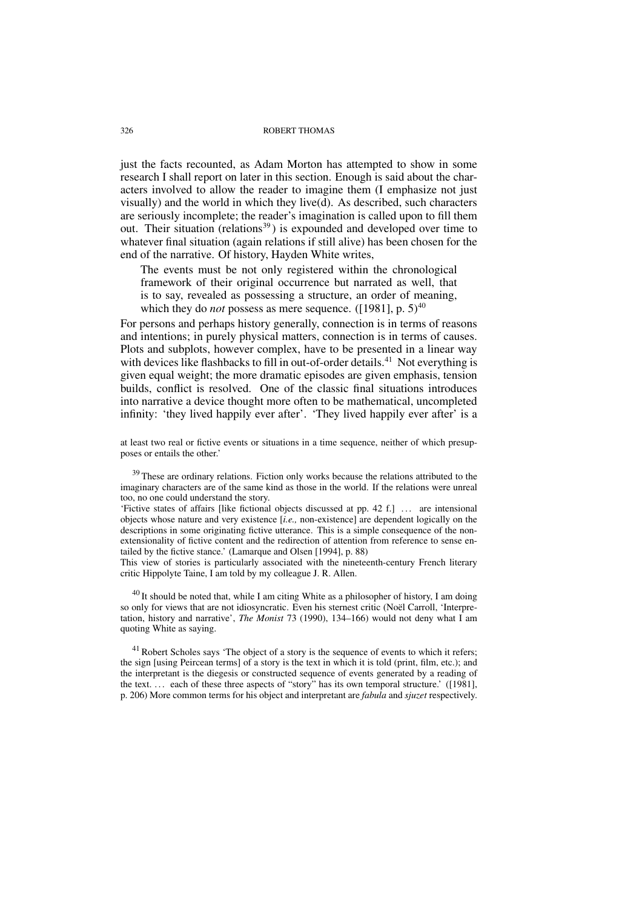just the facts recounted, as Adam Morton has attempted to show in some research I shall report on later in this section. Enough is said about the characters involved to allow the reader to imagine them (I emphasize not just visually) and the world in which they live(d). As described, such characters are seriously incomplete; the reader's imagination is called upon to fill them out. Their situation (relations[39]) is expounded and developed over time to whatever final situation (again relations if still alive) has been chosen for the end of the narrative. Of history, Hayden White writes,

> The events must be not only registered within the chronological framework of their original occurrence but narrated as well, that is to say, revealed as possessing a structure, an order of meaning, which they do *not* possess as mere sequence. ([1981], p. 5)[40]

For persons and perhaps history generally, connection is in terms of reasons and intentions; in purely physical matters, connection is in terms of causes. Plots and subplots, however complex, have to be presented in a linear way with devices like flashbacks to fill in out-of-order details.[41] Not everything is given equal weight; the more dramatic episodes are given emphasis, tension builds, conflict is resolved. One of the classic final situations introduces into narrative a device thought more often to be mathematical, uncompleted infinity: 'they lived happily ever after'. 'They lived happily ever after' is a

at least two real or fictive events or situations in a time sequence, neither of which presupposes or entails the other.'

[39] These are ordinary relations. Fiction only works because the relations attributed to the imaginary characters are of the same kind as those in the world. If the relations were unreal too, no one could understand the story.
'Fictive states of affairs [like fictional objects discussed at pp. 42 f.] ... are intensional objects whose nature and very existence [*i.e.,* non-existence] are dependent logically on the descriptions in some originating fictive utterance. This is a simple consequence of the non-extensionality of fictive content and the redirection of attention from reference to sense entailed by the fictive stance.' (Lamarque and Olsen [1994], p. 88)
This view of stories is particularly associated with the nineteenth-century French literary critic Hippolyte Taine, I am told by my colleague J. R. Allen.

[40] It should be noted that, while I am citing White as a philosopher of history, I am doing so only for views that are not idiosyncratic. Even his sternest critic (Noël Carroll, 'Interpretation, history and narrative', *The Monist* 73 (1990), 134–166) would not deny what I am quoting White as saying.

[41] Robert Scholes says 'The object of a story is the sequence of events to which it refers; the sign [using Peircean terms] of a story is the text in which it is told (print, film, etc.); and the interpretant is the diegesis or constructed sequence of events generated by a reading of the text. ... each of these three aspects of "story" has its own temporal structure.' ([1981], p. 206) More common terms for his object and interpretant are *fabula* and *sjuzet* respectively.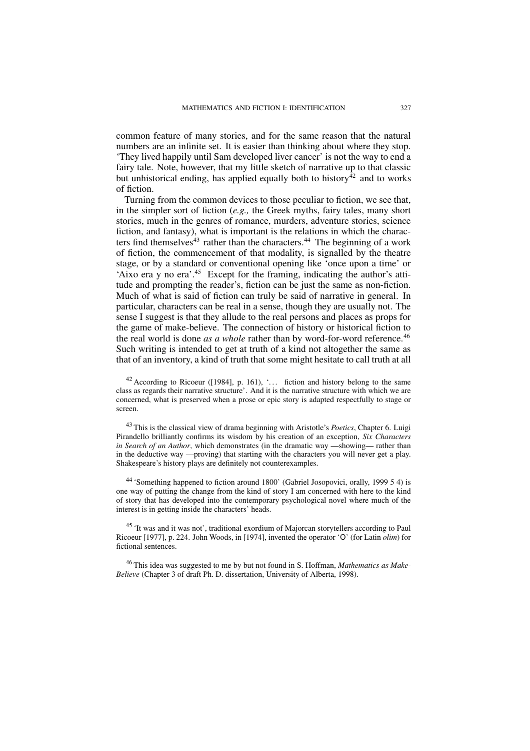common feature of many stories, and for the same reason that the natural numbers are an infinite set. It is easier than thinking about where they stop. 'They lived happily until Sam developed liver cancer' is not the way to end a fairy tale. Note, however, that my little sketch of narrative up to that classic but unhistorical ending, has applied equally both to history[42] and to works of fiction.

Turning from the common devices to those peculiar to fiction, we see that, in the simpler sort of fiction (*e.g.,* the Greek myths, fairy tales, many short stories, much in the genres of romance, murders, adventure stories, science fiction, and fantasy), what is important is the relations in which the characters find themselves[43] rather than the characters.[44] The beginning of a work of fiction, the commencement of that modality, is signalled by the theatre stage, or by a standard or conventional opening like 'once upon a time' or 'Aixo era y no era'.[45] Except for the framing, indicating the author's attitude and prompting the reader's, fiction can be just the same as non-fiction. Much of what is said of fiction can truly be said of narrative in general. In particular, characters can be real in a sense, though they are usually not. The sense I suggest is that they allude to the real persons and places as props for the game of make-believe. The connection of history or historical fiction to the real world is done *as a whole* rather than by word-for-word reference.[46] Such writing is intended to get at truth of a kind not altogether the same as that of an inventory, a kind of truth that some might hesitate to call truth at all

[42] According to Ricoeur ([1984], p. 161), '... fiction and history belong to the same class as regards their narrative structure'. And it is the narrative structure with which we are concerned, what is preserved when a prose or epic story is adapted respectfully to stage or screen.

[43] This is the classical view of drama beginning with Aristotle's *Poetics*, Chapter 6. Luigi Pirandello brilliantly confirms its wisdom by his creation of an exception, *Six Characters in Search of an Author*, which demonstrates (in the dramatic way —showing— rather than in the deductive way —proving) that starting with the characters you will never get a play. Shakespeare's history plays are definitely not counterexamples.

[44] 'Something happened to fiction around 1800' (Gabriel Josopovici, orally, 1999 5 4) is one way of putting the change from the kind of story I am concerned with here to the kind of story that has developed into the contemporary psychological novel where much of the interest is in getting inside the characters' heads.

[45] 'It was and it was not', traditional exordium of Majorcan storytellers according to Paul Ricoeur [1977], p. 224. John Woods, in [1974], invented the operator 'O' (for Latin *olim*) for fictional sentences.

[46] This idea was suggested to me by but not found in S. Hoffman, *Mathematics as Make-Believe* (Chapter 3 of draft Ph. D. dissertation, University of Alberta, 1998).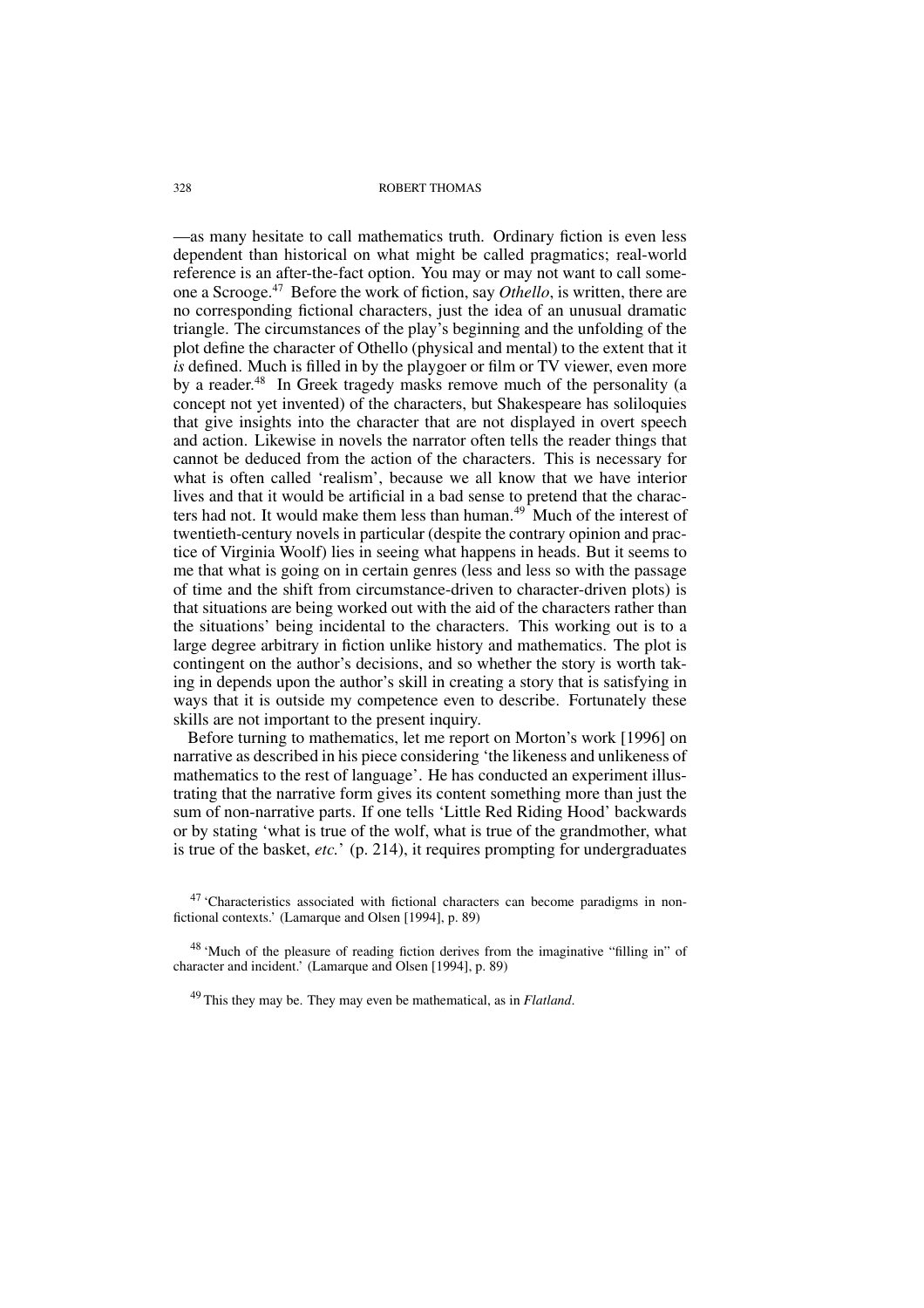—as many hesitate to call mathematics truth. Ordinary fiction is even less dependent than historical on what might be called pragmatics; real-world reference is an after-the-fact option. You may or may not want to call someone a Scrooge.[47] Before the work of fiction, say *Othello*, is written, there are no corresponding fictional characters, just the idea of an unusual dramatic triangle. The circumstances of the play's beginning and the unfolding of the plot define the character of Othello (physical and mental) to the extent that it *is* defined. Much is filled in by the playgoer or film or TV viewer, even more by a reader.[48] In Greek tragedy masks remove much of the personality (a concept not yet invented) of the characters, but Shakespeare has soliloquies that give insights into the character that are not displayed in overt speech and action. Likewise in novels the narrator often tells the reader things that cannot be deduced from the action of the characters. This is necessary for what is often called 'realism', because we all know that we have interior lives and that it would be artificial in a bad sense to pretend that the characters had not. It would make them less than human.[49] Much of the interest of twentieth-century novels in particular (despite the contrary opinion and practice of Virginia Woolf) lies in seeing what happens in heads. But it seems to me that what is going on in certain genres (less and less so with the passage of time and the shift from circumstance-driven to character-driven plots) is that situations are being worked out with the aid of the characters rather than the situations' being incidental to the characters. This working out is to a large degree arbitrary in fiction unlike history and mathematics. The plot is contingent on the author's decisions, and so whether the story is worth taking in depends upon the author's skill in creating a story that is satisfying in ways that it is outside my competence even to describe. Fortunately these skills are not important to the present inquiry.

Before turning to mathematics, let me report on Morton's work [1996] on narrative as described in his piece considering 'the likeness and unlikeness of mathematics to the rest of language'. He has conducted an experiment illustrating that the narrative form gives its content something more than just the sum of non-narrative parts. If one tells 'Little Red Riding Hood' backwards or by stating 'what is true of the wolf, what is true of the grandmother, what is true of the basket, *etc.*' (p. 214), it requires prompting for undergraduates

[47] 'Characteristics associated with fictional characters can become paradigms in non-fictional contexts.' (Lamarque and Olsen [1994], p. 89)

[48] 'Much of the pleasure of reading fiction derives from the imaginative "filling in" of character and incident.' (Lamarque and Olsen [1994], p. 89)

[49] This they may be. They may even be mathematical, as in *Flatland*.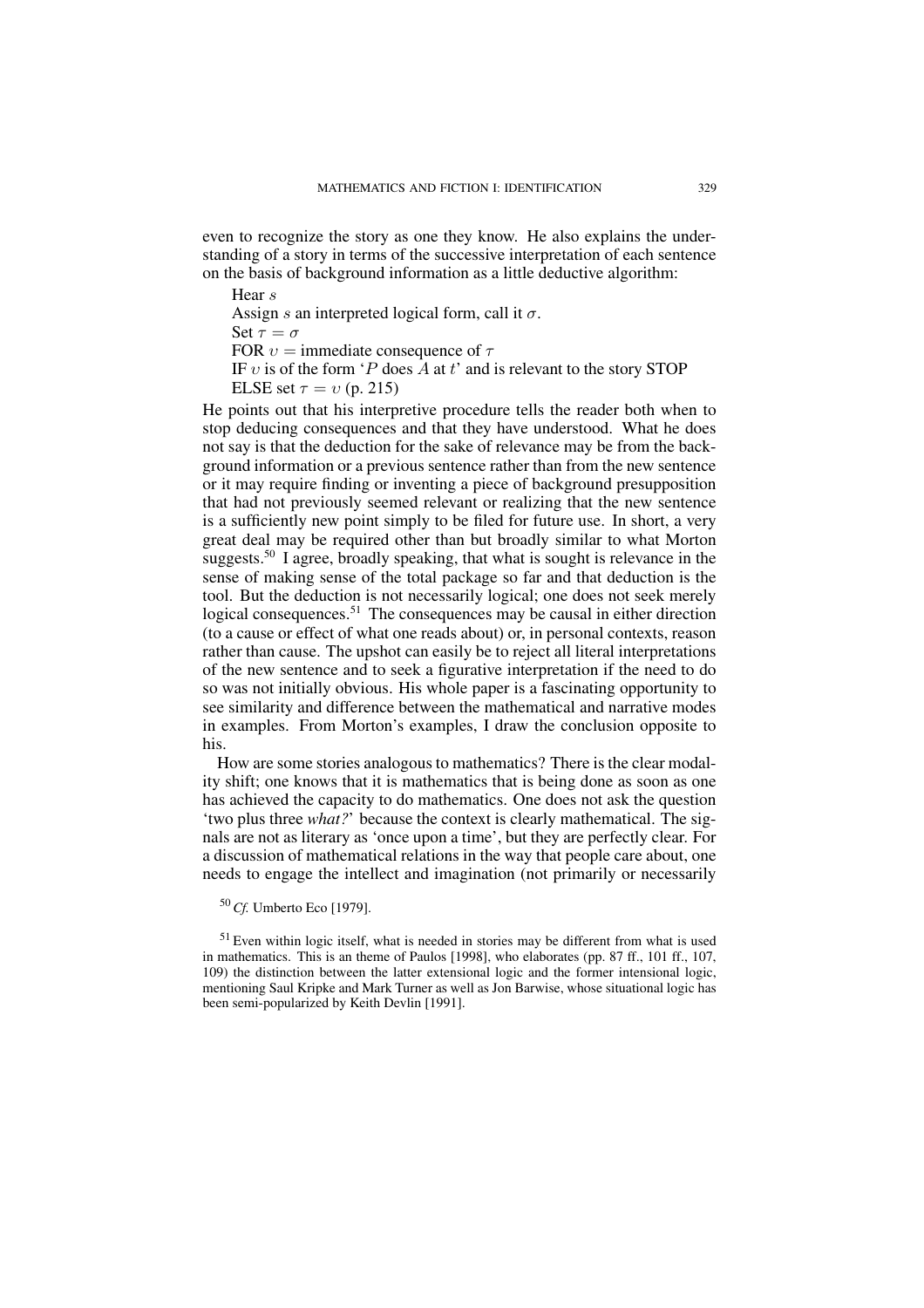even to recognize the story as one they know. He also explains the understanding of a story in terms of the successive interpretation of each sentence on the basis of background information as a little deductive algorithm:

Hear $s$  
Assign $s$ an interpreted logical form, call it $\sigma$.  
Set $\tau = \sigma$  
FOR $\upsilon =$ immediate consequence of $\tau$  
IF $\upsilon$ is of the form '$P$ does $A$ at $t$' and is relevant to the story STOP  
ELSE set $\tau = \upsilon$ (p. 215)

He points out that his interpretive procedure tells the reader both when to stop deducing consequences and that they have understood. What he does not say is that the deduction for the sake of relevance may be from the background information or a previous sentence rather than from the new sentence or it may require finding or inventing a piece of background presupposition that had not previously seemed relevant or realizing that the new sentence is a sufficiently new point simply to be filed for future use. In short, a very great deal may be required other than but broadly similar to what Morton suggests.[50] I agree, broadly speaking, that what is sought is relevance in the sense of making sense of the total package so far and that deduction is the tool. But the deduction is not necessarily logical; one does not seek merely logical consequences.[51] The consequences may be causal in either direction (to a cause or effect of what one reads about) or, in personal contexts, reason rather than cause. The upshot can easily be to reject all literal interpretations of the new sentence and to seek a figurative interpretation if the need to do so was not initially obvious. His whole paper is a fascinating opportunity to see similarity and difference between the mathematical and narrative modes in examples. From Morton's examples, I draw the conclusion opposite to his.

How are some stories analogous to mathematics? There is the clear modality shift; one knows that it is mathematics that is being done as soon as one has achieved the capacity to do mathematics. One does not ask the question 'two plus three *what?*' because the context is clearly mathematical. The signals are not as literary as 'once upon a time', but they are perfectly clear. For a discussion of mathematical relations in the way that people care about, one needs to engage the intellect and imagination (not primarily or necessarily

[50] *Cf.* Umberto Eco [1979].

[51] Even within logic itself, what is needed in stories may be different from what is used in mathematics. This is an theme of Paulos [1998], who elaborates (pp. 87 ff., 101 ff., 107, 109) the distinction between the latter extensional logic and the former intensional logic, mentioning Saul Kripke and Mark Turner as well as Jon Barwise, whose situational logic has been semi-popularized by Keith Devlin [1991].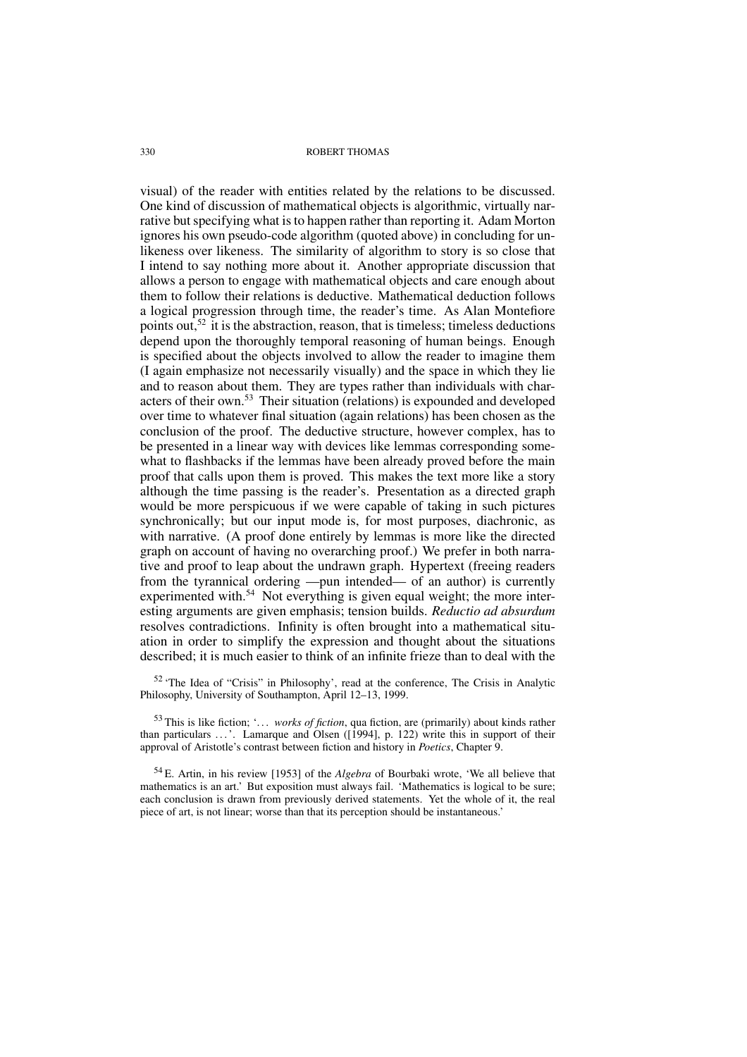visual) of the reader with entities related by the relations to be discussed. One kind of discussion of mathematical objects is algorithmic, virtually narrative but specifying what is to happen rather than reporting it. Adam Morton ignores his own pseudo-code algorithm (quoted above) in concluding for unlikeness over likeness. The similarity of algorithm to story is so close that I intend to say nothing more about it. Another appropriate discussion that allows a person to engage with mathematical objects and care enough about them to follow their relations is deductive. Mathematical deduction follows a logical progression through time, the reader's time. As Alan Montefiore points out,[52] it is the abstraction, reason, that is timeless; timeless deductions depend upon the thoroughly temporal reasoning of human beings. Enough is specified about the objects involved to allow the reader to imagine them (I again emphasize not necessarily visually) and the space in which they lie and to reason about them. They are types rather than individuals with characters of their own.[53] Their situation (relations) is expounded and developed over time to whatever final situation (again relations) has been chosen as the conclusion of the proof. The deductive structure, however complex, has to be presented in a linear way with devices like lemmas corresponding somewhat to flashbacks if the lemmas have been already proved before the main proof that calls upon them is proved. This makes the text more like a story although the time passing is the reader's. Presentation as a directed graph would be more perspicuous if we were capable of taking in such pictures synchronically; but our input mode is, for most purposes, diachronic, as with narrative. (A proof done entirely by lemmas is more like the directed graph on account of having no overarching proof.) We prefer in both narrative and proof to leap about the undrawn graph. Hypertext (freeing readers from the tyrannical ordering —pun intended— of an author) is currently experimented with.[54] Not everything is given equal weight; the more interesting arguments are given emphasis; tension builds. *Reductio ad absurdum* resolves contradictions. Infinity is often brought into a mathematical situation in order to simplify the expression and thought about the situations described; it is much easier to think of an infinite frieze than to deal with the

[52] 'The Idea of "Crisis" in Philosophy', read at the conference, The Crisis in Analytic Philosophy, University of Southampton, April 12–13, 1999.

[53] This is like fiction; '... *works of fiction*, qua fiction, are (primarily) about kinds rather than particulars ...'. Lamarque and Olsen ([1994], p. 122) write this in support of their approval of Aristotle's contrast between fiction and history in *Poetics*, Chapter 9.

[54] E. Artin, in his review [1953] of the *Algebra* of Bourbaki wrote, 'We all believe that mathematics is an art.' But exposition must always fail. 'Mathematics is logical to be sure; each conclusion is drawn from previously derived statements. Yet the whole of it, the real piece of art, is not linear; worse than that its perception should be instantaneous.'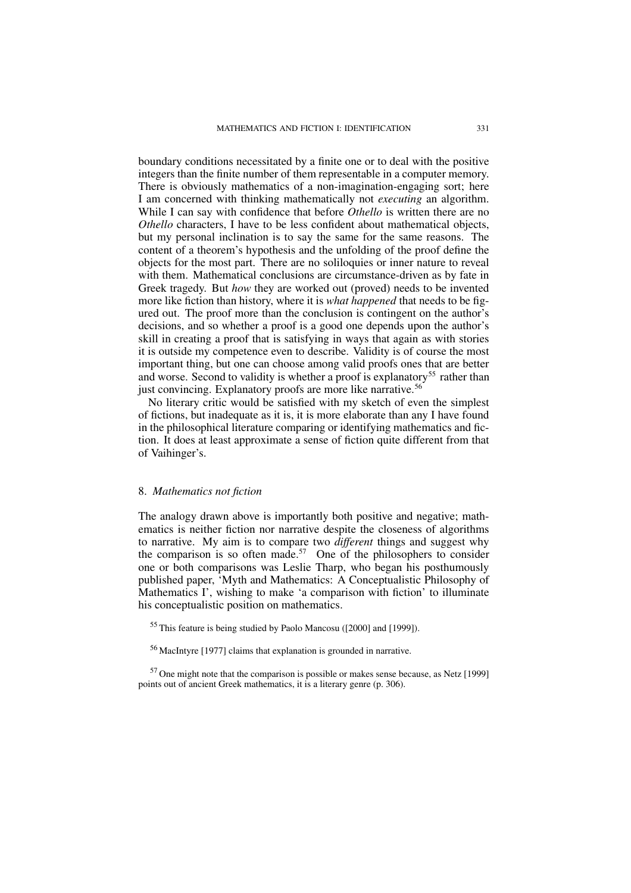boundary conditions necessitated by a finite one or to deal with the positive integers than the finite number of them representable in a computer memory. There is obviously mathematics of a non-imagination-engaging sort; here I am concerned with thinking mathematically not *executing* an algorithm. While I can say with confidence that before *Othello* is written there are no *Othello* characters, I have to be less confident about mathematical objects, but my personal inclination is to say the same for the same reasons. The content of a theorem's hypothesis and the unfolding of the proof define the objects for the most part. There are no soliloquies or inner nature to reveal with them. Mathematical conclusions are circumstance-driven as by fate in Greek tragedy. But *how* they are worked out (proved) needs to be invented more like fiction than history, where it is *what happened* that needs to be figured out. The proof more than the conclusion is contingent on the author's decisions, and so whether a proof is a good one depends upon the author's skill in creating a proof that is satisfying in ways that again as with stories it is outside my competence even to describe. Validity is of course the most important thing, but one can choose among valid proofs ones that are better and worse. Second to validity is whether a proof is explanatory[55] rather than just convincing. Explanatory proofs are more like narrative.[56]

No literary critic would be satisfied with my sketch of even the simplest of fictions, but inadequate as it is, it is more elaborate than any I have found in the philosophical literature comparing or identifying mathematics and fiction. It does at least approximate a sense of fiction quite different from that of Vaihinger's.

## 8. *Mathematics not fiction*

The analogy drawn above is importantly both positive and negative; mathematics is neither fiction nor narrative despite the closeness of algorithms to narrative. My aim is to compare two *different* things and suggest why the comparison is so often made.[57] One of the philosophers to consider one or both comparisons was Leslie Tharp, who began his posthumously published paper, 'Myth and Mathematics: A Conceptualistic Philosophy of Mathematics I', wishing to make 'a comparison with fiction' to illuminate his conceptualistic position on mathematics.

[55] This feature is being studied by Paolo Mancosu ([2000] and [1999]).

[56] MacIntyre [1977] claims that explanation is grounded in narrative.

[57] One might note that the comparison is possible or makes sense because, as Netz [1999] points out of ancient Greek mathematics, it is a literary genre (p. 306).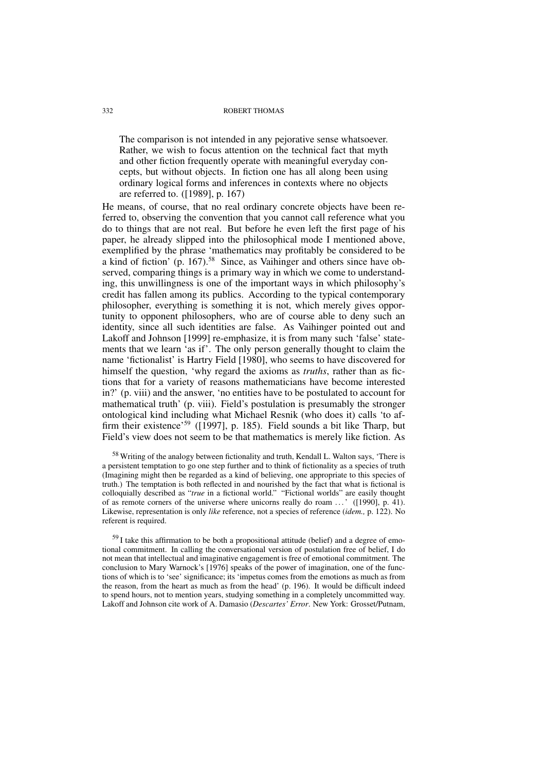> The comparison is not intended in any pejorative sense whatsoever. Rather, we wish to focus attention on the technical fact that myth and other fiction frequently operate with meaningful everyday concepts, but without objects. In fiction one has all along been using ordinary logical forms and inferences in contexts where no objects are referred to. ([1989], p. 167)

He means, of course, that no real ordinary concrete objects have been referred to, observing the convention that you cannot call reference what you do to things that are not real. But before he even left the first page of his paper, he already slipped into the philosophical mode I mentioned above, exemplified by the phrase 'mathematics may profitably be considered to be a kind of fiction' (p. 167).[58] Since, as Vaihinger and others since have observed, comparing things is a primary way in which we come to understanding, this unwillingness is one of the important ways in which philosophy's credit has fallen among its publics. According to the typical contemporary philosopher, everything is something it is not, which merely gives opportunity to opponent philosophers, who are of course able to deny such an identity, since all such identities are false. As Vaihinger pointed out and Lakoff and Johnson [1999] re-emphasize, it is from many such 'false' statements that we learn 'as if'. The only person generally thought to claim the name 'fictionalist' is Hartry Field [1980], who seems to have discovered for himself the question, 'why regard the axioms as *truths*, rather than as fictions that for a variety of reasons mathematicians have become interested in?' (p. viii) and the answer, 'no entities have to be postulated to account for mathematical truth' (p. viii). Field's postulation is presumably the stronger ontological kind including what Michael Resnik (who does it) calls 'to affirm their existence'[59] ([1997], p. 185). Field sounds a bit like Tharp, but Field's view does not seem to be that mathematics is merely like fiction. As

[58] Writing of the analogy between fictionality and truth, Kendall L. Walton says, 'There is a persistent temptation to go one step further and to think of fictionality as a species of truth (Imagining might then be regarded as a kind of believing, one appropriate to this species of truth.) The temptation is both reflected in and nourished by the fact that what is fictional is colloquially described as "*true* in a fictional world." "Fictional worlds" are easily thought of as remote corners of the universe where unicorns really do roam ...' ([1990], p. 41). Likewise, representation is only *like* reference, not a species of reference (*idem.,* p. 122). No referent is required.

[59] I take this affirmation to be both a propositional attitude (belief) and a degree of emotional commitment. In calling the conversational version of postulation free of belief, I do not mean that intellectual and imaginative engagement is free of emotional commitment. The conclusion to Mary Warnock's [1976] speaks of the power of imagination, one of the functions of which is to 'see' significance; its 'impetus comes from the emotions as much as from the reason, from the heart as much as from the head' (p. 196). It would be difficult indeed to spend hours, not to mention years, studying something in a completely uncommitted way. Lakoff and Johnson cite work of A. Damasio (*Descartes' Error*. New York: Grosset/Putnam,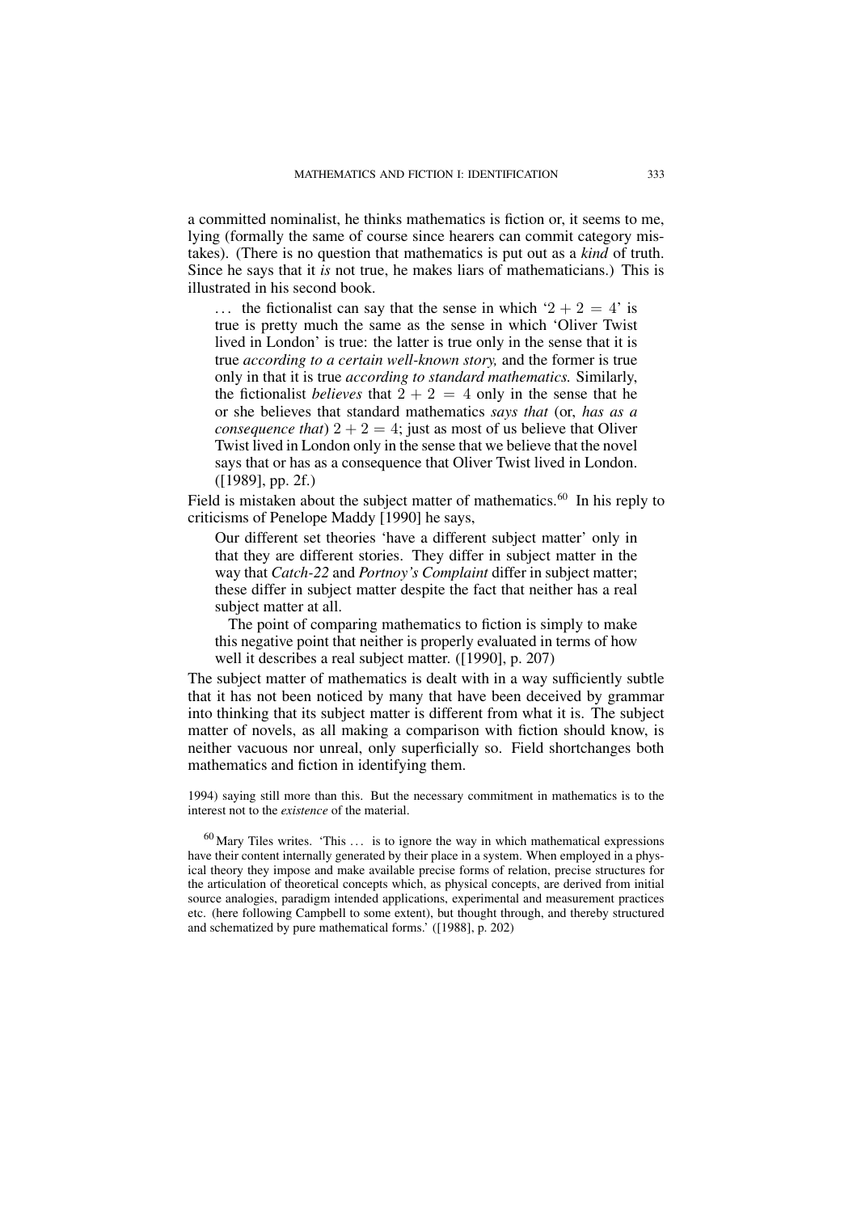a committed nominalist, he thinks mathematics is fiction or, it seems to me, lying (formally the same of course since hearers can commit category mistakes). (There is no question that mathematics is put out as a *kind* of truth. Since he says that it *is* not true, he makes liars of mathematicians.) This is illustrated in his second book.

> ... the fictionalist can say that the sense in which '$2 + 2 = 4$' is true is pretty much the same as the sense in which 'Oliver Twist lived in London' is true: the latter is true only in the sense that it is true *according to a certain well-known story,* and the former is true only in that it is true *according to standard mathematics.* Similarly, the fictionalist *believes* that $2 + 2 = 4$ only in the sense that he or she believes that standard mathematics *says that* (or, *has as a consequence that*) $2 + 2 = 4$; just as most of us believe that Oliver Twist lived in London only in the sense that we believe that the novel says that or has as a consequence that Oliver Twist lived in London. ([1989], pp. 2f.)

Field is mistaken about the subject matter of mathematics.[60] In his reply to criticisms of Penelope Maddy [1990] he says,

> Our different set theories 'have a different subject matter' only in that they are different stories. They differ in subject matter in the way that *Catch-22* and *Portnoy's Complaint* differ in subject matter; these differ in subject matter despite the fact that neither has a real subject matter at all.
>
> The point of comparing mathematics to fiction is simply to make this negative point that neither is properly evaluated in terms of how well it describes a real subject matter. ([1990], p. 207)

The subject matter of mathematics is dealt with in a way sufficiently subtle that it has not been noticed by many that have been deceived by grammar into thinking that its subject matter is different from what it is. The subject matter of novels, as all making a comparison with fiction should know, is neither vacuous nor unreal, only superficially so. Field shortchanges both mathematics and fiction in identifying them.

1994) saying still more than this. But the necessary commitment in mathematics is to the interest not to the *existence* of the material.

[60] Mary Tiles writes. 'This ... is to ignore the way in which mathematical expressions have their content internally generated by their place in a system. When employed in a physical theory they impose and make available precise forms of relation, precise structures for the articulation of theoretical concepts which, as physical concepts, are derived from initial source analogies, paradigm intended applications, experimental and measurement practices etc. (here following Campbell to some extent), but thought through, and thereby structured and schematized by pure mathematical forms.' ([1988], p. 202)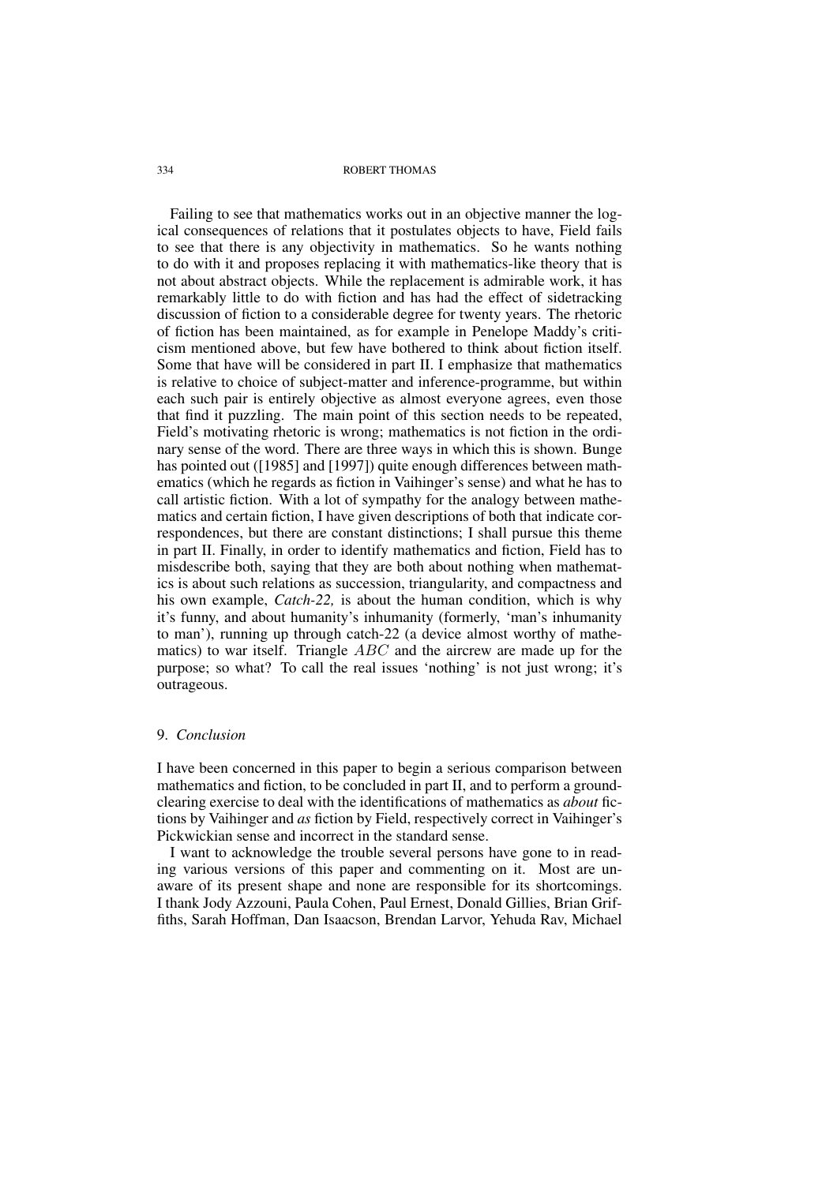Failing to see that mathematics works out in an objective manner the logical consequences of relations that it postulates objects to have, Field fails to see that there is any objectivity in mathematics. So he wants nothing to do with it and proposes replacing it with mathematics-like theory that is not about abstract objects. While the replacement is admirable work, it has remarkably little to do with fiction and has had the effect of sidetracking discussion of fiction to a considerable degree for twenty years. The rhetoric of fiction has been maintained, as for example in Penelope Maddy's criticism mentioned above, but few have bothered to think about fiction itself. Some that have will be considered in part II. I emphasize that mathematics is relative to choice of subject-matter and inference-programme, but within each such pair is entirely objective as almost everyone agrees, even those that find it puzzling. The main point of this section needs to be repeated, Field's motivating rhetoric is wrong; mathematics is not fiction in the ordinary sense of the word. There are three ways in which this is shown. Bunge has pointed out ([1985] and [1997]) quite enough differences between mathematics (which he regards as fiction in Vaihinger's sense) and what he has to call artistic fiction. With a lot of sympathy for the analogy between mathematics and certain fiction, I have given descriptions of both that indicate correspondences, but there are constant distinctions; I shall pursue this theme in part II. Finally, in order to identify mathematics and fiction, Field has to misdescribe both, saying that they are both about nothing when mathematics is about such relations as succession, triangularity, and compactness and his own example, *Catch-22,* is about the human condition, which is why it's funny, and about humanity's inhumanity (formerly, 'man's inhumanity to man'), running up through catch-22 (a device almost worthy of mathematics) to war itself. Triangle $ABC$ and the aircrew are made up for the purpose; so what? To call the real issues 'nothing' is not just wrong; it's outrageous.

## 9. *Conclusion*

I have been concerned in this paper to begin a serious comparison between mathematics and fiction, to be concluded in part II, and to perform a ground-clearing exercise to deal with the identifications of mathematics as *about* fictions by Vaihinger and *as* fiction by Field, respectively correct in Vaihinger's Pickwickian sense and incorrect in the standard sense.

I want to acknowledge the trouble several persons have gone to in reading various versions of this paper and commenting on it. Most are unaware of its present shape and none are responsible for its shortcomings. I thank Jody Azzouni, Paula Cohen, Paul Ernest, Donald Gillies, Brian Griffiths, Sarah Hoffman, Dan Isaacson, Brendan Larvor, Yehuda Rav, Michael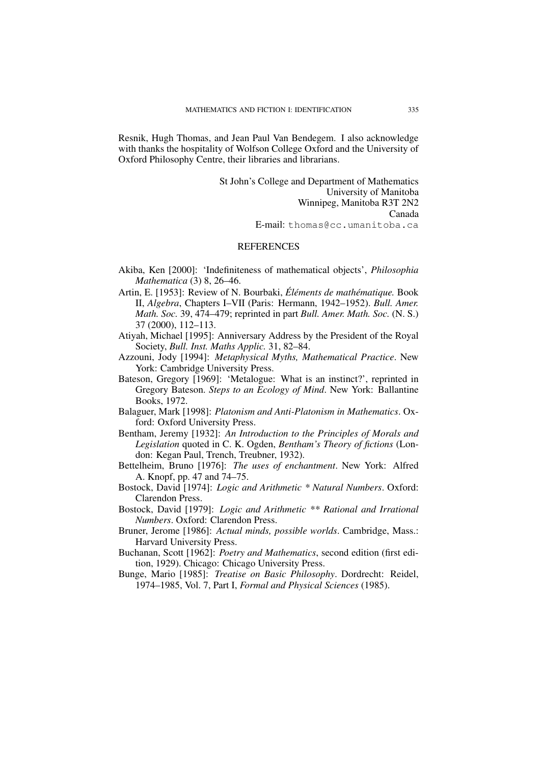Resnik, Hugh Thomas, and Jean Paul Van Bendegem. I also acknowledge with thanks the hospitality of Wolfson College Oxford and the University of Oxford Philosophy Centre, their libraries and librarians.

St John's College and Department of Mathematics
University of Manitoba
Winnipeg, Manitoba R3T 2N2
Canada
E-mail: thomas@cc.umanitoba.ca

## REFERENCES

Akiba, Ken [2000]: 'Indefiniteness of mathematical objects', *Philosophia Mathematica* (3) 8, 26–46.

Artin, E. [1953]: Review of N. Bourbaki, *Éléments de mathématique.* Book II, *Algebra*, Chapters I–VII (Paris: Hermann, 1942–1952). *Bull. Amer. Math. Soc.* 39, 474–479; reprinted in part *Bull. Amer. Math. Soc.* (N. S.) 37 (2000), 112–113.

Atiyah, Michael [1995]: Anniversary Address by the President of the Royal Society, *Bull. Inst. Maths Applic.* 31, 82–84.

Azzouni, Jody [1994]: *Metaphysical Myths, Mathematical Practice*. New York: Cambridge University Press.

Bateson, Gregory [1969]: 'Metalogue: What is an instinct?', reprinted in Gregory Bateson. *Steps to an Ecology of Mind*. New York: Ballantine Books, 1972.

Balaguer, Mark [1998]: *Platonism and Anti-Platonism in Mathematics*. Oxford: Oxford University Press.

Bentham, Jeremy [1932]: *An Introduction to the Principles of Morals and Legislation* quoted in C. K. Ogden, *Bentham's Theory of fictions* (London: Kegan Paul, Trench, Treubner, 1932).

Bettelheim, Bruno [1976]: *The uses of enchantment*. New York: Alfred A. Knopf, pp. 47 and 74–75.

Bostock, David [1974]: *Logic and Arithmetic * Natural Numbers*. Oxford: Clarendon Press.

Bostock, David [1979]: *Logic and Arithmetic ** Rational and Irrational Numbers*. Oxford: Clarendon Press.

Bruner, Jerome [1986]: *Actual minds, possible worlds*. Cambridge, Mass.: Harvard University Press.

Buchanan, Scott [1962]: *Poetry and Mathematics*, second edition (first edition, 1929). Chicago: Chicago University Press.

Bunge, Mario [1985]: *Treatise on Basic Philosophy*. Dordrecht: Reidel, 1974–1985, Vol. 7, Part I, *Formal and Physical Sciences* (1985).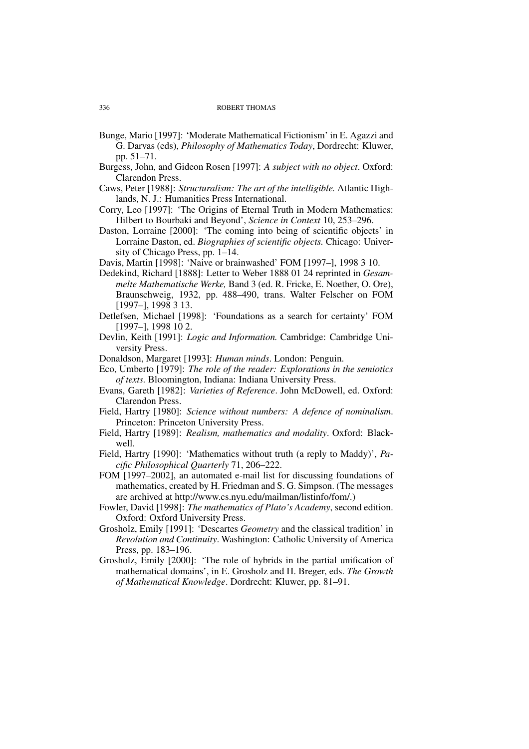Bunge, Mario [1997]: 'Moderate Mathematical Fictionism' in E. Agazzi and G. Darvas (eds), *Philosophy of Mathematics Today*, Dordrecht: Kluwer, pp. 51–71.

Burgess, John, and Gideon Rosen [1997]: *A subject with no object*. Oxford: Clarendon Press.

Caws, Peter [1988]: *Structuralism: The art of the intelligible.* Atlantic Highlands, N. J.: Humanities Press International.

Corry, Leo [1997]: 'The Origins of Eternal Truth in Modern Mathematics: Hilbert to Bourbaki and Beyond', *Science in Context* 10, 253–296.

Daston, Lorraine [2000]: 'The coming into being of scientific objects' in Lorraine Daston, ed. *Biographies of scientific objects.* Chicago: University of Chicago Press, pp. 1–14.

Davis, Martin [1998]: 'Naive or brainwashed' FOM [1997–], 1998 3 10.

Dedekind, Richard [1888]: Letter to Weber 1888 01 24 reprinted in *Gesammelte Mathematische Werke,* Band 3 (ed. R. Fricke, E. Noether, O. Ore), Braunschweig, 1932, pp. 488–490, trans. Walter Felscher on FOM [1997–], 1998 3 13.

Detlefsen, Michael [1998]: 'Foundations as a search for certainty' FOM [1997–], 1998 10 2.

Devlin, Keith [1991]: *Logic and Information.* Cambridge: Cambridge University Press.

Donaldson, Margaret [1993]: *Human minds*. London: Penguin.

Eco, Umberto [1979]: *The role of the reader: Explorations in the semiotics of texts.* Bloomington, Indiana: Indiana University Press.

Evans, Gareth [1982]: *Varieties of Reference*. John McDowell, ed. Oxford: Clarendon Press.

Field, Hartry [1980]: *Science without numbers: A defence of nominalism*. Princeton: Princeton University Press.

Field, Hartry [1989]: *Realism, mathematics and modality*. Oxford: Blackwell.

Field, Hartry [1990]: 'Mathematics without truth (a reply to Maddy)', *Pacific Philosophical Quarterly* 71, 206–222.

FOM [1997–2002], an automated e-mail list for discussing foundations of mathematics, created by H. Friedman and S. G. Simpson. (The messages are archived at http://www.cs.nyu.edu/mailman/listinfo/fom/.)

Fowler, David [1998]: *The mathematics of Plato's Academy*, second edition. Oxford: Oxford University Press.

Grosholz, Emily [1991]: 'Descartes *Geometry* and the classical tradition' in *Revolution and Continuity*. Washington: Catholic University of America Press, pp. 183–196.

Grosholz, Emily [2000]: 'The role of hybrids in the partial unification of mathematical domains', in E. Grosholz and H. Breger, eds. *The Growth of Mathematical Knowledge*. Dordrecht: Kluwer, pp. 81–91.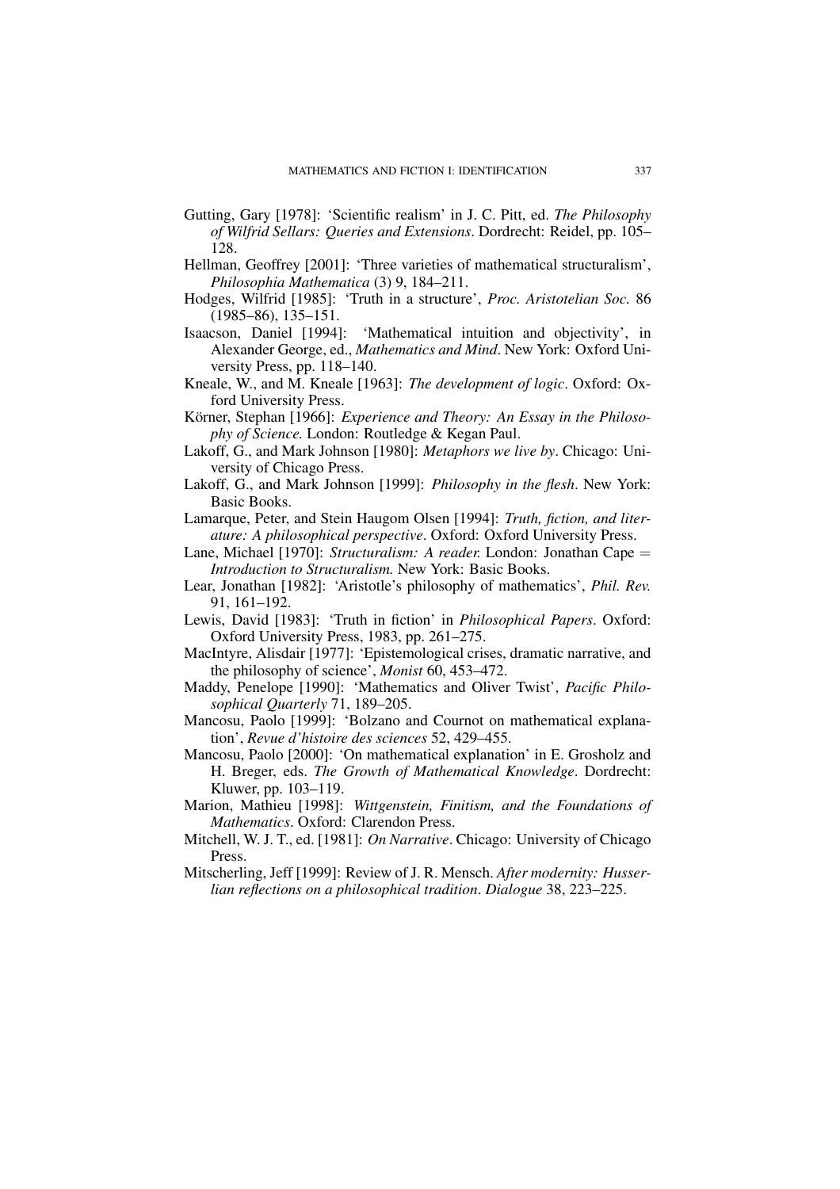Gutting, Gary [1978]: 'Scientific realism' in J. C. Pitt, ed. *The Philosophy of Wilfrid Sellars: Queries and Extensions*. Dordrecht: Reidel, pp. 105–128.

Hellman, Geoffrey [2001]: 'Three varieties of mathematical structuralism', *Philosophia Mathematica* (3) 9, 184–211.

Hodges, Wilfrid [1985]: 'Truth in a structure', *Proc. Aristotelian Soc.* 86 (1985–86), 135–151.

Isaacson, Daniel [1994]: 'Mathematical intuition and objectivity', in Alexander George, ed., *Mathematics and Mind*. New York: Oxford University Press, pp. 118–140.

Kneale, W., and M. Kneale [1963]: *The development of logic*. Oxford: Oxford University Press.

Körner, Stephan [1966]: *Experience and Theory: An Essay in the Philosophy of Science.* London: Routledge & Kegan Paul.

Lakoff, G., and Mark Johnson [1980]: *Metaphors we live by*. Chicago: University of Chicago Press.

Lakoff, G., and Mark Johnson [1999]: *Philosophy in the flesh*. New York: Basic Books.

Lamarque, Peter, and Stein Haugom Olsen [1994]: *Truth, fiction, and literature: A philosophical perspective*. Oxford: Oxford University Press.

Lane, Michael [1970]: *Structuralism: A reader.* London: Jonathan Cape = *Introduction to Structuralism.* New York: Basic Books.

Lear, Jonathan [1982]: 'Aristotle's philosophy of mathematics', *Phil. Rev.* 91, 161–192.

Lewis, David [1983]: 'Truth in fiction' in *Philosophical Papers*. Oxford: Oxford University Press, 1983, pp. 261–275.

MacIntyre, Alisdair [1977]: 'Epistemological crises, dramatic narrative, and the philosophy of science', *Monist* 60, 453–472.

Maddy, Penelope [1990]: 'Mathematics and Oliver Twist', *Pacific Philosophical Quarterly* 71, 189–205.

Mancosu, Paolo [1999]: 'Bolzano and Cournot on mathematical explanation', *Revue d'histoire des sciences* 52, 429–455.

Mancosu, Paolo [2000]: 'On mathematical explanation' in E. Grosholz and H. Breger, eds. *The Growth of Mathematical Knowledge*. Dordrecht: Kluwer, pp. 103–119.

Marion, Mathieu [1998]: *Wittgenstein, Finitism, and the Foundations of Mathematics*. Oxford: Clarendon Press.

Mitchell, W. J. T., ed. [1981]: *On Narrative*. Chicago: University of Chicago Press.

Mitscherling, Jeff [1999]: Review of J. R. Mensch. *After modernity: Husserlian reflections on a philosophical tradition*. *Dialogue* 38, 223–225.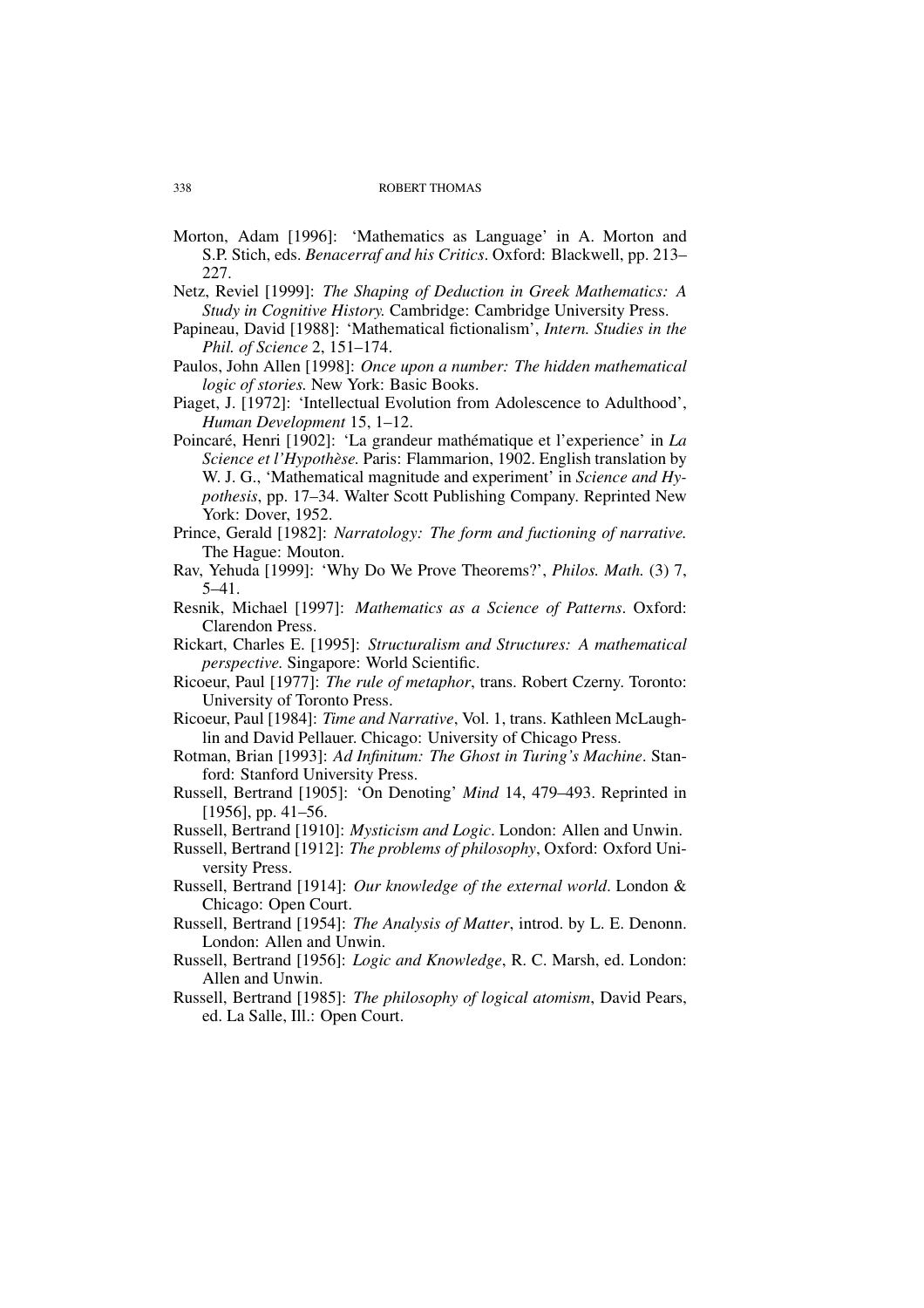Morton, Adam [1996]: 'Mathematics as Language' in A. Morton and S.P. Stich, eds. *Benacerraf and his Critics*. Oxford: Blackwell, pp. 213–227.

Netz, Reviel [1999]: *The Shaping of Deduction in Greek Mathematics: A Study in Cognitive History.* Cambridge: Cambridge University Press.

Papineau, David [1988]: 'Mathematical fictionalism', *Intern. Studies in the Phil. of Science* 2, 151–174.

Paulos, John Allen [1998]: *Once upon a number: The hidden mathematical logic of stories.* New York: Basic Books.

Piaget, J. [1972]: 'Intellectual Evolution from Adolescence to Adulthood', *Human Development* 15, 1–12.

Poincaré, Henri [1902]: 'La grandeur mathématique et l'experience' in *La Science et l'Hypothèse.* Paris: Flammarion, 1902. English translation by W. J. G., 'Mathematical magnitude and experiment' in *Science and Hypothesis*, pp. 17–34. Walter Scott Publishing Company. Reprinted New York: Dover, 1952.

Prince, Gerald [1982]: *Narratology: The form and fuctioning of narrative.* The Hague: Mouton.

Rav, Yehuda [1999]: 'Why Do We Prove Theorems?', *Philos. Math.* (3) 7, 5–41.

Resnik, Michael [1997]: *Mathematics as a Science of Patterns*. Oxford: Clarendon Press.

Rickart, Charles E. [1995]: *Structuralism and Structures: A mathematical perspective.* Singapore: World Scientific.

Ricoeur, Paul [1977]: *The rule of metaphor*, trans. Robert Czerny. Toronto: University of Toronto Press.

Ricoeur, Paul [1984]: *Time and Narrative*, Vol. 1, trans. Kathleen McLaughlin and David Pellauer. Chicago: University of Chicago Press.

Rotman, Brian [1993]: *Ad Infinitum: The Ghost in Turing's Machine*. Stanford: Stanford University Press.

Russell, Bertrand [1905]: 'On Denoting' *Mind* 14, 479–493. Reprinted in [1956], pp. 41–56.

Russell, Bertrand [1910]: *Mysticism and Logic*. London: Allen and Unwin.

Russell, Bertrand [1912]: *The problems of philosophy*, Oxford: Oxford University Press.

Russell, Bertrand [1914]: *Our knowledge of the external world*. London & Chicago: Open Court.

Russell, Bertrand [1954]: *The Analysis of Matter*, introd. by L. E. Denonn. London: Allen and Unwin.

Russell, Bertrand [1956]: *Logic and Knowledge*, R. C. Marsh, ed. London: Allen and Unwin.

Russell, Bertrand [1985]: *The philosophy of logical atomism*, David Pears, ed. La Salle, Ill.: Open Court.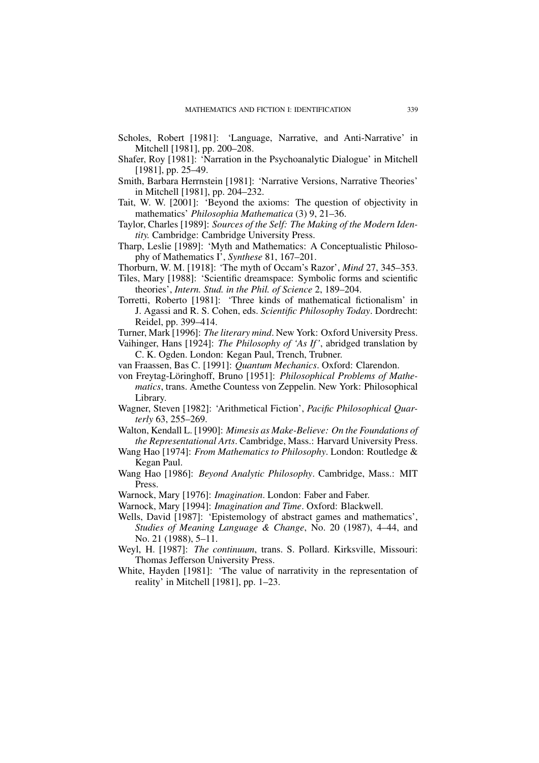Scholes, Robert [1981]: 'Language, Narrative, and Anti-Narrative' in Mitchell [1981], pp. 200–208.

Shafer, Roy [1981]: 'Narration in the Psychoanalytic Dialogue' in Mitchell [1981], pp. 25–49.

Smith, Barbara Herrnstein [1981]: 'Narrative Versions, Narrative Theories' in Mitchell [1981], pp. 204–232.

Tait, W. W. [2001]: 'Beyond the axioms: The question of objectivity in mathematics' *Philosophia Mathematica* (3) 9, 21–36.

Taylor, Charles [1989]: *Sources of the Self: The Making of the Modern Identity.* Cambridge: Cambridge University Press.

Tharp, Leslie [1989]: 'Myth and Mathematics: A Conceptualistic Philosophy of Mathematics I', *Synthese* 81, 167–201.

Thorburn, W. M. [1918]: 'The myth of Occam's Razor', *Mind* 27, 345–353.

Tiles, Mary [1988]: 'Scientific dreamspace: Symbolic forms and scientific theories', *Intern. Stud. in the Phil. of Science* 2, 189–204.

Torretti, Roberto [1981]: 'Three kinds of mathematical fictionalism' in J. Agassi and R. S. Cohen, eds. *Scientific Philosophy Today*. Dordrecht: Reidel, pp. 399–414.

Turner, Mark [1996]: *The literary mind*. New York: Oxford University Press.

Vaihinger, Hans [1924]: *The Philosophy of 'As If'*, abridged translation by C. K. Ogden. London: Kegan Paul, Trench, Trubner.

van Fraassen, Bas C. [1991]: *Quantum Mechanics*. Oxford: Clarendon.

von Freytag-Löringhoff, Bruno [1951]: *Philosophical Problems of Mathematics*, trans. Amethe Countess von Zeppelin. New York: Philosophical Library.

Wagner, Steven [1982]: 'Arithmetical Fiction', *Pacific Philosophical Quarterly* 63, 255–269.

Walton, Kendall L. [1990]: *Mimesis as Make-Believe: On the Foundations of the Representational Arts*. Cambridge, Mass.: Harvard University Press.

Wang Hao [1974]: *From Mathematics to Philosophy*. London: Routledge & Kegan Paul.

Wang Hao [1986]: *Beyond Analytic Philosophy*. Cambridge, Mass.: MIT Press.

Warnock, Mary [1976]: *Imagination*. London: Faber and Faber.

Warnock, Mary [1994]: *Imagination and Time*. Oxford: Blackwell.

Wells, David [1987]: 'Epistemology of abstract games and mathematics', *Studies of Meaning Language & Change*, No. 20 (1987), 4–44, and No. 21 (1988), 5–11.

Weyl, H. [1987]: *The continuum*, trans. S. Pollard. Kirksville, Missouri: Thomas Jefferson University Press.

White, Hayden [1981]: 'The value of narrativity in the representation of reality' in Mitchell [1981], pp. 1–23.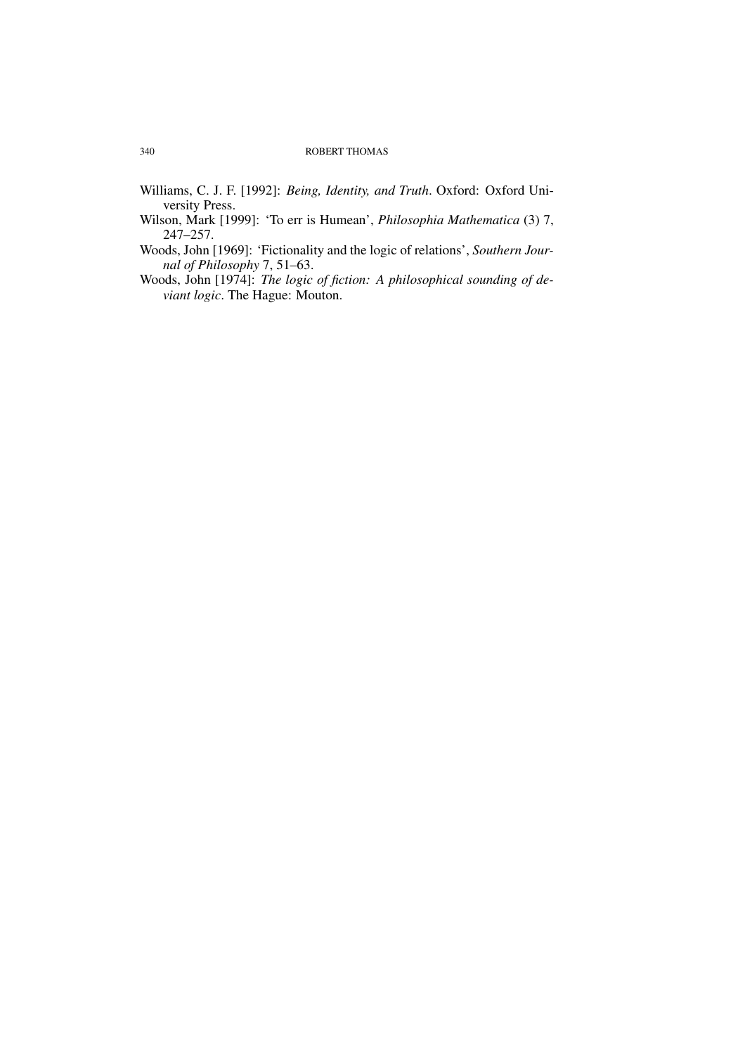Williams, C. J. F. [1992]: *Being, Identity, and Truth*. Oxford: Oxford University Press.

Wilson, Mark [1999]: 'To err is Humean', *Philosophia Mathematica* (3) 7, 247–257.

Woods, John [1969]: 'Fictionality and the logic of relations', *Southern Journal of Philosophy* 7, 51–63.

Woods, John [1974]: *The logic of fiction: A philosophical sounding of deviant logic*. The Hague: Mouton.